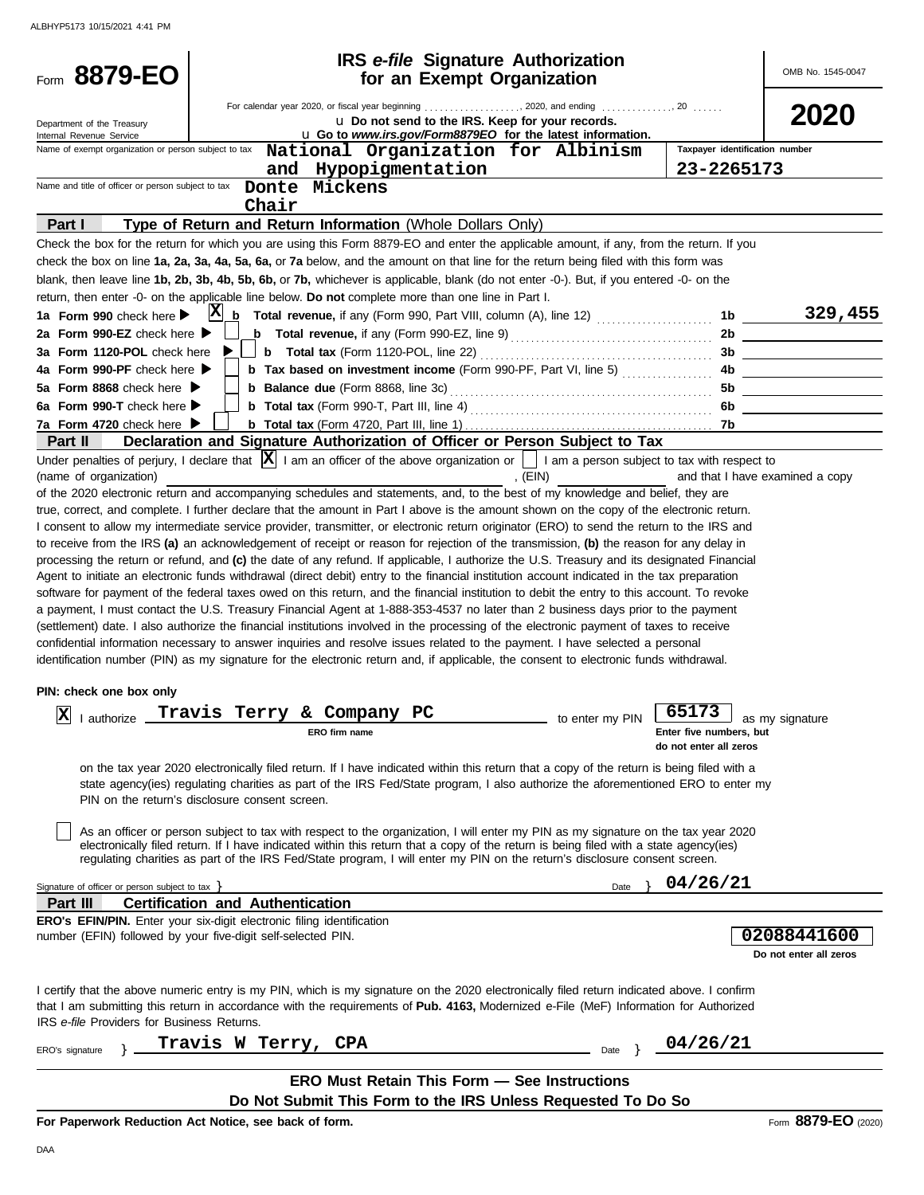# Form 8879-EO

## IRS *e-file* Signature Authorization for an Exempt Organization

OMB No. 1545-0047

**2020**

Department of the Treasury
Internal Revenue Service

For calendar year 2020, or fiscal year beginning ................, 2020, and ending ..............., 20 ......

u Do not send to the IRS. Keep for your records.

u Go to *www.irs.gov/Form8879EO* for the latest information.

Name of exempt organization or person subject to tax: **National Organization for Albinism and Hypopigmentation**

Taxpayer identification number: **23-2265173**

Name and title of officer or person subject to tax: **Donte Mickens**
**Chair**

### Part I — Type of Return and Return Information (Whole Dollars Only)

Check the box for the return for which you are using this Form 8879-EO and enter the applicable amount, if any, from the return. If you check the box on line **1a, 2a, 3a, 4a, 5a, 6a,** or **7a** below, and the amount on that line for the return being filed with this form was blank, then leave line **1b, 2b, 3b, 4b, 5b, 6b,** or **7b,** whichever is applicable, blank (do not enter -0-). But, if you entered -0- on the return, then enter -0- on the applicable line below. **Do not** complete more than one line in Part I.

| Line | Check | Description | Line | Amount |
|---|---|---|---|---|
| **1a Form 990** check here ▶ | X | **b Total revenue,** if any (Form 990, Part VIII, column (A), line 12) | 1b | 329,455 |
| **2a Form 990-EZ** check here ▶ | | **b Total revenue,** if any (Form 990-EZ, line 9) | 2b | |
| **3a Form 1120-POL** check here ▶ | | **b Total tax** (Form 1120-POL, line 22) | 3b | |
| **4a Form 990-PF** check here ▶ | | **b Tax based on investment income** (Form 990-PF, Part VI, line 5) | 4b | |
| **5a Form 8868** check here ▶ | | **b Balance due** (Form 8868, line 3c) | 5b | |
| **6a Form 990-T** check here ▶ | | **b Total tax** (Form 990-T, Part III, line 4) | 6b | |
| **7a Form 4720** check here ▶ | | **b Total tax** (Form 4720, Part III, line 1) | 7b | |

### Part II — Declaration and Signature Authorization of Officer or Person Subject to Tax

Under penalties of perjury, I declare that [X] I am an officer of the above organization or [ ] I am a person subject to tax with respect to (name of organization) ________________________, (EIN) ____________ and that I have examined a copy of the 2020 electronic return and accompanying schedules and statements, and, to the best of my knowledge and belief, they are true, correct, and complete. I further declare that the amount in Part I above is the amount shown on the copy of the electronic return. I consent to allow my intermediate service provider, transmitter, or electronic return originator (ERO) to send the return to the IRS and to receive from the IRS **(a)** an acknowledgement of receipt or reason for rejection of the transmission, **(b)** the reason for any delay in processing the return or refund, and **(c)** the date of any refund. If applicable, I authorize the U.S. Treasury and its designated Financial Agent to initiate an electronic funds withdrawal (direct debit) entry to the financial institution account indicated in the tax preparation software for payment of the federal taxes owed on this return, and the financial institution to debit the entry to this account. To revoke a payment, I must contact the U.S. Treasury Financial Agent at 1-888-353-4537 no later than 2 business days prior to the payment (settlement) date. I also authorize the financial institutions involved in the processing of the electronic payment of taxes to receive confidential information necessary to answer inquiries and resolve issues related to the payment. I have selected a personal identification number (PIN) as my signature for the electronic return and, if applicable, the consent to electronic funds withdrawal.

**PIN: check one box only**

[X] I authorize **Travis Terry & Company PC** (ERO firm name) to enter my PIN **65173** (Enter five numbers, but do not enter all zeros) as my signature on the tax year 2020 electronically filed return. If I have indicated within this return that a copy of the return is being filed with a state agency(ies) regulating charities as part of the IRS Fed/State program, I also authorize the aforementioned ERO to enter my PIN on the return's disclosure consent screen.

[ ] As an officer or person subject to tax with respect to the organization, I will enter my PIN as my signature on the tax year 2020 electronically filed return. If I have indicated within this return that a copy of the return is being filed with a state agency(ies) regulating charities as part of the IRS Fed/State program, I will enter my PIN on the return's disclosure consent screen.

Signature of officer or person subject to tax } ____________________ Date } **04/26/21**

### Part III — Certification and Authentication

**ERO's EFIN/PIN.** Enter your six-digit electronic filing identification number (EFIN) followed by your five-digit self-selected PIN. **02088441600**
Do not enter all zeros

I certify that the above numeric entry is my PIN, which is my signature on the 2020 electronically filed return indicated above. I confirm that I am submitting this return in accordance with the requirements of **Pub. 4163,** Modernized e-File (MeF) Information for Authorized IRS *e-file* Providers for Business Returns.

ERO's signature } **Travis W Terry, CPA** Date } **04/26/21**

**ERO Must Retain This Form — See Instructions**

**Do Not Submit This Form to the IRS Unless Requested To Do So**

**For Paperwork Reduction Act Notice, see back of form.** Form **8879-EO** (2020)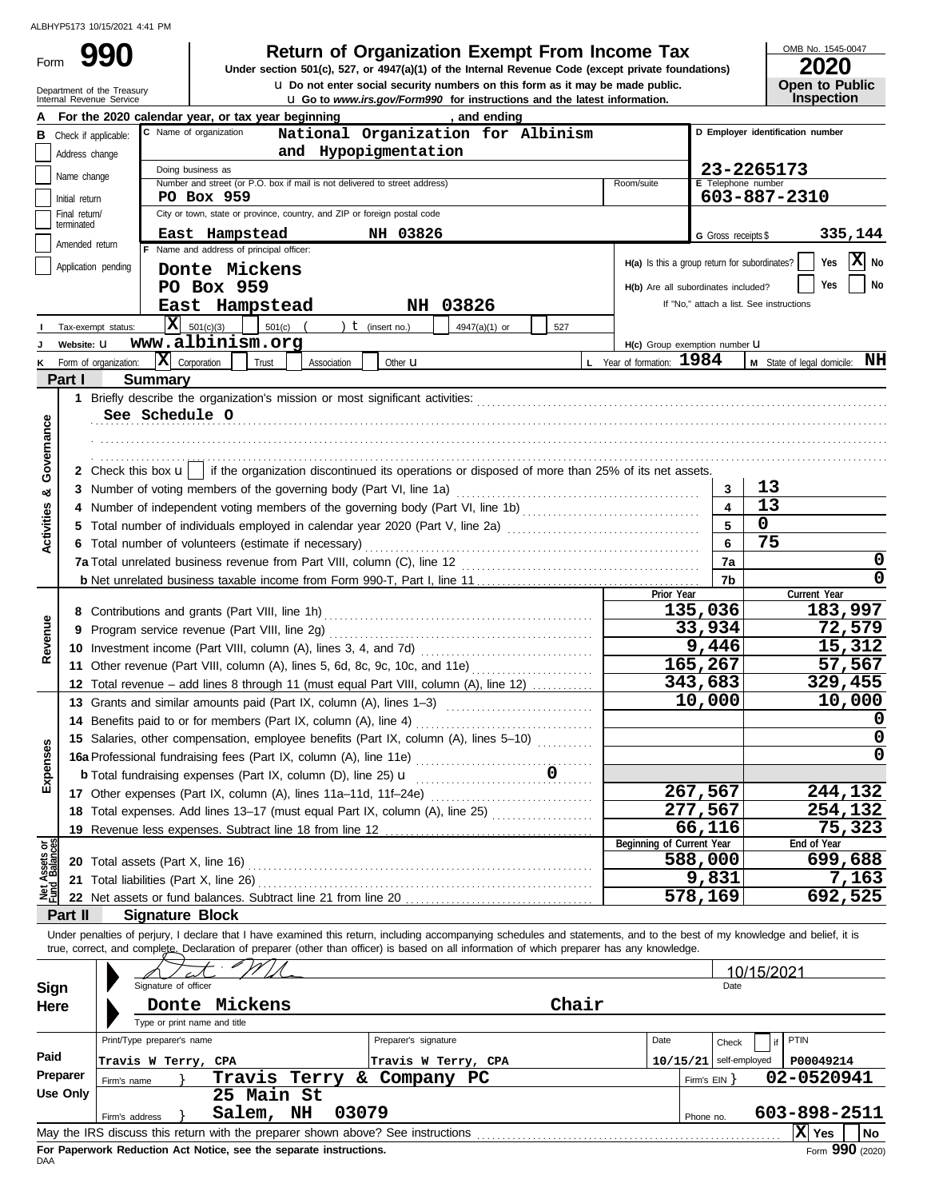ALBHYP5173 10/15/2021 4:41 PM

# Form 990

## Return of Organization Exempt From Income Tax

**Under section 501(c), 527, or 4947(a)(1) of the Internal Revenue Code (except private foundations)**

u Do not enter social security numbers on this form as it may be made public.

u Go to *www.irs.gov/Form990* for instructions and the latest information.

Department of the Treasury
Internal Revenue Service

OMB No. 1545-0047

**2020**

**Open to Public Inspection**

**A** For the 2020 calendar year, or tax year beginning , and ending

**B** Check if applicable:
- Address change
- Name change
- Initial return
- Final return/terminated
- Amended return
- Application pending

**C** Name of organization: **National Organization for Albinism and Hypopigmentation**

Doing business as

Number and street (or P.O. box if mail is not delivered to street address): **PO Box 959** Room/suite

City or town, state or province, country, and ZIP or foreign postal code: **East Hampstead NH 03826**

**D** Employer identification number: **23-2265173**

**E** Telephone number: **603-887-2310**

**G** Gross receipts $ **335,144**

**F** Name and address of principal officer:
**Donte Mickens**
**PO Box 959**
**East Hampstead NH 03826**

**H(a)** Is this a group return for subordinates? Yes [ ] No [X]

**H(b)** Are all subordinates included? Yes [ ] No [ ]
If "No," attach a list. See instructions

**I** Tax-exempt status: [X] 501(c)(3) [ ] 501(c) ( ) t (insert no.) [ ] 4947(a)(1) or [ ] 527

**J** Website: u **www.albinism.org**

**H(c)** Group exemption number u

**K** Form of organization: [X] Corporation [ ] Trust [ ] Association [ ] Other u

**L** Year of formation: **1984**

**M** State of legal domicile: **NH**

## Part I Summary

**Activities & Governance**

1 Briefly describe the organization's mission or most significant activities:
**See Schedule O**

2 Check this box u [ ] if the organization discontinued its operations or disposed of more than 25% of its net assets.

| | | | |
|---|---|---|---|
| 3 | Number of voting members of the governing body (Part VI, line 1a) | 3 | 13 |
| 4 | Number of independent voting members of the governing body (Part VI, line 1b) | 4 | 13 |
| 5 | Total number of individuals employed in calendar year 2020 (Part V, line 2a) | 5 | 0 |
| 6 | Total number of volunteers (estimate if necessary) | 6 | 75 |
| 7a | Total unrelated business revenue from Part VIII, column (C), line 12 | 7a | 0 |
| b | Net unrelated business taxable income from Form 990-T, Part I, line 11 | 7b | 0 |

| | | | Prior Year | Current Year |
|---|---|---|---|---|
| **Revenue** | 8 | Contributions and grants (Part VIII, line 1h) | 135,036 | 183,997 |
| | 9 | Program service revenue (Part VIII, line 2g) | 33,934 | 72,579 |
| | 10 | Investment income (Part VIII, column (A), lines 3, 4, and 7d) | 9,446 | 15,312 |
| | 11 | Other revenue (Part VIII, column (A), lines 5, 6d, 8c, 9c, 10c, and 11e) | 165,267 | 57,567 |
| | 12 | Total revenue – add lines 8 through 11 (must equal Part VIII, column (A), line 12) | 343,683 | 329,455 |
| **Expenses** | 13 | Grants and similar amounts paid (Part IX, column (A), lines 1–3) | 10,000 | 10,000 |
| | 14 | Benefits paid to or for members (Part IX, column (A), line 4) | | 0 |
| | 15 | Salaries, other compensation, employee benefits (Part IX, column (A), lines 5–10) | | 0 |
| | 16a | Professional fundraising fees (Part IX, column (A), line 11e) | | 0 |
| | b | Total fundraising expenses (Part IX, column (D), line 25) u 0 | | |
| | 17 | Other expenses (Part IX, column (A), lines 11a–11d, 11f–24e) | 267,567 | 244,132 |
| | 18 | Total expenses. Add lines 13–17 (must equal Part IX, column (A), line 25) | 277,567 | 254,132 |
| | 19 | Revenue less expenses. Subtract line 18 from line 12 | 66,116 | 75,323 |

| | | | Beginning of Current Year | End of Year |
|---|---|---|---|---|
| **Net Assets or Fund Balances** | 20 | Total assets (Part X, line 16) | 588,000 | 699,688 |
| | 21 | Total liabilities (Part X, line 26) | 9,831 | 7,163 |
| | 22 | Net assets or fund balances. Subtract line 21 from line 20 | 578,169 | 692,525 |

## Part II Signature Block

Under penalties of perjury, I declare that I have examined this return, including accompanying schedules and statements, and to the best of my knowledge and belief, it is true, correct, and complete. Declaration of preparer (other than officer) is based on all information of which preparer has any knowledge.

**Sign Here**

Signature of officer — Date: 10/15/2021

**Donte Mickens Chair**
Type or print name and title

**Paid Preparer Use Only**

| Print/Type preparer's name | Preparer's signature | Date | Check if self-employed | PTIN |
|---|---|---|---|---|
| Travis W Terry, CPA | Travis W Terry, CPA | 10/15/21 | | P00049214 |

Firm's name } **Travis Terry & Company PC** — Firm's EIN } **02-0520941**

Firm's address } **25 Main St, Salem, NH 03079** — Phone no. **603-898-2511**

May the IRS discuss this return with the preparer shown above? See instructions [X] Yes [ ] No

**For Paperwork Reduction Act Notice, see the separate instructions.**

DAA

Form **990** (2020)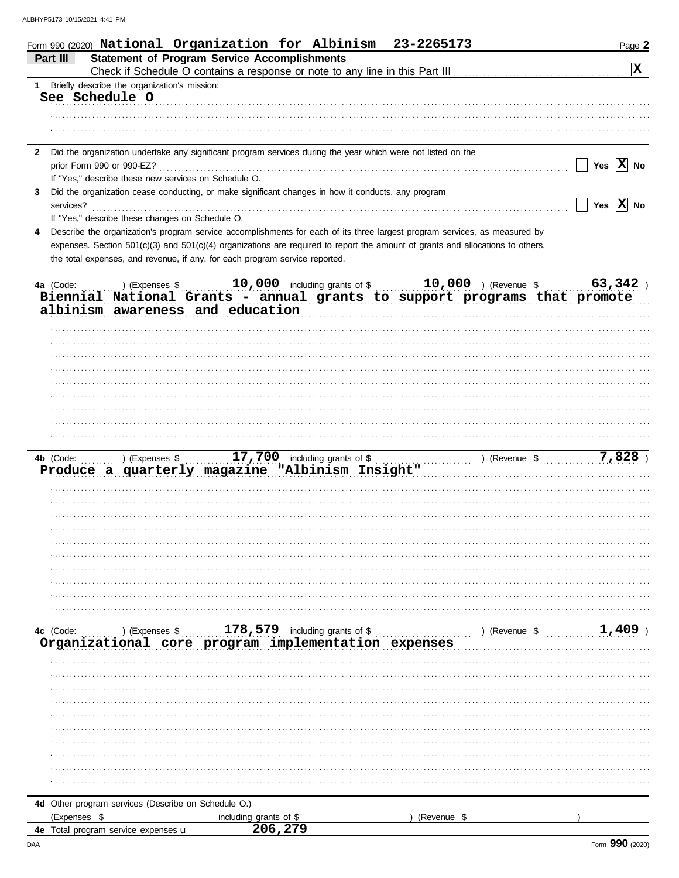Form 990 (2020) **National Organization for Albinism 23-2265173**

## Part III Statement of Program Service Accomplishments

Check if Schedule O contains a response or note to any line in this Part III ..... [X]

**1** Briefly describe the organization's mission:

See Schedule O

**2** Did the organization undertake any significant program services during the year which were not listed on the prior Form 990 or 990-EZ? ..... [ ] Yes [X] No

If "Yes," describe these new services on Schedule O.

**3** Did the organization cease conducting, or make significant changes in how it conducts, any program services? ..... [ ] Yes [X] No

If "Yes," describe these changes on Schedule O.

**4** Describe the organization's program service accomplishments for each of its three largest program services, as measured by expenses. Section 501(c)(3) and 501(c)(4) organizations are required to report the amount of grants and allocations to others, the total expenses, and revenue, if any, for each program service reported.

**4a** (Code: ) (Expenses $ 10,000 including grants of $ 10,000 ) (Revenue $ 63,342 )

Biennial National Grants - annual grants to support programs that promote albinism awareness and education

**4b** (Code: ) (Expenses $ 17,700 including grants of $ ) (Revenue $ 7,828 )

Produce a quarterly magazine "Albinism Insight"

**4c** (Code: ) (Expenses $ 178,579 including grants of $ ) (Revenue $ 1,409 )

Organizational core program implementation expenses

**4d** Other program services (Describe on Schedule O.)

(Expenses $ including grants of $ ) (Revenue $ )

**4e** Total program service expenses ▶ 206,279

Form **990** (2020)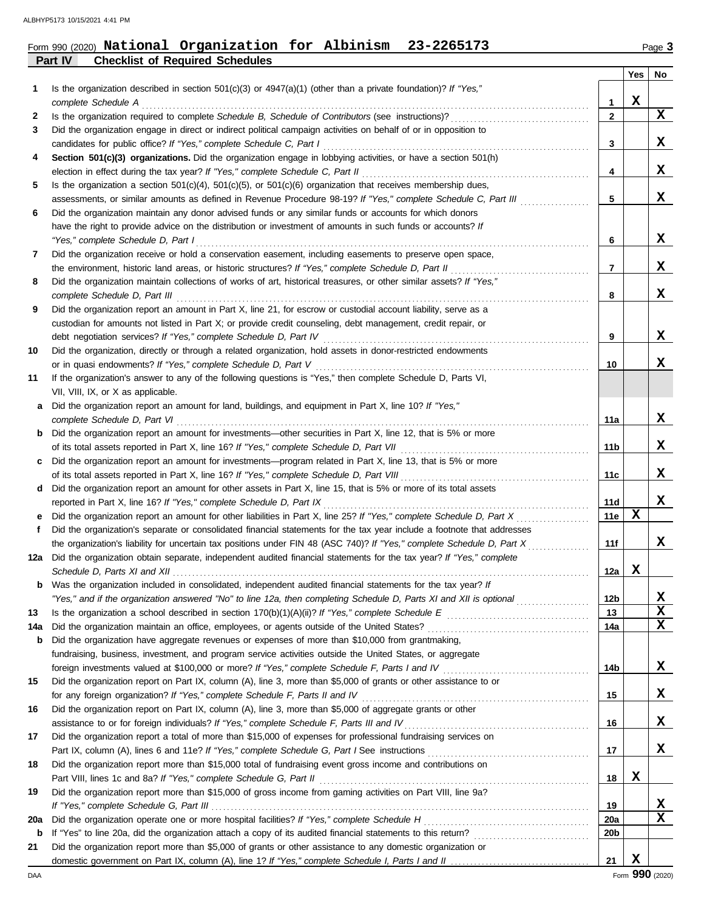Form 990 (2020) **National Organization for Albinism 23-2265173**

## Part IV Checklist of Required Schedules

| | | | Yes | No |
|---|---|---|---|---|
| **1** | Is the organization described in section 501(c)(3) or 4947(a)(1) (other than a private foundation)? *If "Yes," complete Schedule A* | **1** | X | |
| **2** | Is the organization required to complete *Schedule B, Schedule of Contributors* (see instructions)? | **2** | | X |
| **3** | Did the organization engage in direct or indirect political campaign activities on behalf of or in opposition to candidates for public office? *If "Yes," complete Schedule C, Part I* | **3** | | X |
| **4** | **Section 501(c)(3) organizations.** Did the organization engage in lobbying activities, or have a section 501(h) election in effect during the tax year? *If "Yes," complete Schedule C, Part II* | **4** | | X |
| **5** | Is the organization a section 501(c)(4), 501(c)(5), or 501(c)(6) organization that receives membership dues, assessments, or similar amounts as defined in Revenue Procedure 98-19? *If "Yes," complete Schedule C, Part III* | **5** | | X |
| **6** | Did the organization maintain any donor advised funds or any similar funds or accounts for which donors have the right to provide advice on the distribution or investment of amounts in such funds or accounts? *If "Yes," complete Schedule D, Part I* | **6** | | X |
| **7** | Did the organization receive or hold a conservation easement, including easements to preserve open space, the environment, historic land areas, or historic structures? *If "Yes," complete Schedule D, Part II* | **7** | | X |
| **8** | Did the organization maintain collections of works of art, historical treasures, or other similar assets? *If "Yes," complete Schedule D, Part III* | **8** | | X |
| **9** | Did the organization report an amount in Part X, line 21, for escrow or custodial account liability, serve as a custodian for amounts not listed in Part X; or provide credit counseling, debt management, credit repair, or debt negotiation services? *If "Yes," complete Schedule D, Part IV* | **9** | | X |
| **10** | Did the organization, directly or through a related organization, hold assets in donor-restricted endowments or in quasi endowments? *If "Yes," complete Schedule D, Part V* | **10** | | X |
| **11** | If the organization's answer to any of the following questions is "Yes," then complete Schedule D, Parts VI, VII, VIII, IX, or X as applicable. | | | |
| **a** | Did the organization report an amount for land, buildings, and equipment in Part X, line 10? *If "Yes," complete Schedule D, Part VI* | **11a** | | X |
| **b** | Did the organization report an amount for investments—other securities in Part X, line 12, that is 5% or more of its total assets reported in Part X, line 16? *If "Yes," complete Schedule D, Part VII* | **11b** | | X |
| **c** | Did the organization report an amount for investments—program related in Part X, line 13, that is 5% or more of its total assets reported in Part X, line 16? *If "Yes," complete Schedule D, Part VIII* | **11c** | | X |
| **d** | Did the organization report an amount for other assets in Part X, line 15, that is 5% or more of its total assets reported in Part X, line 16? *If "Yes," complete Schedule D, Part IX* | **11d** | | X |
| **e** | Did the organization report an amount for other liabilities in Part X, line 25? *If "Yes," complete Schedule D, Part X* | **11e** | X | |
| **f** | Did the organization's separate or consolidated financial statements for the tax year include a footnote that addresses the organization's liability for uncertain tax positions under FIN 48 (ASC 740)? *If "Yes," complete Schedule D, Part X* | **11f** | | X |
| **12a** | Did the organization obtain separate, independent audited financial statements for the tax year? *If "Yes," complete Schedule D, Parts XI and XII* | **12a** | X | |
| **b** | Was the organization included in consolidated, independent audited financial statements for the tax year? *If "Yes," and if the organization answered "No" to line 12a, then completing Schedule D, Parts XI and XII is optional* | **12b** | | X |
| **13** | Is the organization a school described in section 170(b)(1)(A)(ii)? *If "Yes," complete Schedule E* | **13** | | X |
| **14a** | Did the organization maintain an office, employees, or agents outside of the United States? | **14a** | | X |
| **b** | Did the organization have aggregate revenues or expenses of more than $10,000 from grantmaking, fundraising, business, investment, and program service activities outside the United States, or aggregate foreign investments valued at $100,000 or more? *If "Yes," complete Schedule F, Parts I and IV* | **14b** | | X |
| **15** | Did the organization report on Part IX, column (A), line 3, more than $5,000 of grants or other assistance to or for any foreign organization? *If "Yes," complete Schedule F, Parts II and IV* | **15** | | X |
| **16** | Did the organization report on Part IX, column (A), line 3, more than $5,000 of aggregate grants or other assistance to or for foreign individuals? *If "Yes," complete Schedule F, Parts III and IV* | **16** | | X |
| **17** | Did the organization report a total of more than $15,000 of expenses for professional fundraising services on Part IX, column (A), lines 6 and 11e? *If "Yes," complete Schedule G, Part I* See instructions | **17** | | X |
| **18** | Did the organization report more than $15,000 total of fundraising event gross income and contributions on Part VIII, lines 1c and 8a? *If "Yes," complete Schedule G, Part II* | **18** | X | |
| **19** | Did the organization report more than $15,000 of gross income from gaming activities on Part VIII, line 9a? *If "Yes," complete Schedule G, Part III* | **19** | | X |
| **20a** | Did the organization operate one or more hospital facilities? *If "Yes," complete Schedule H* | **20a** | | X |
| **b** | If "Yes" to line 20a, did the organization attach a copy of its audited financial statements to this return? | **20b** | | |
| **21** | Did the organization report more than $5,000 of grants or other assistance to any domestic organization or domestic government on Part IX, column (A), line 1? *If "Yes," complete Schedule I, Parts I and II* | **21** | X | |

Form **990** (2020)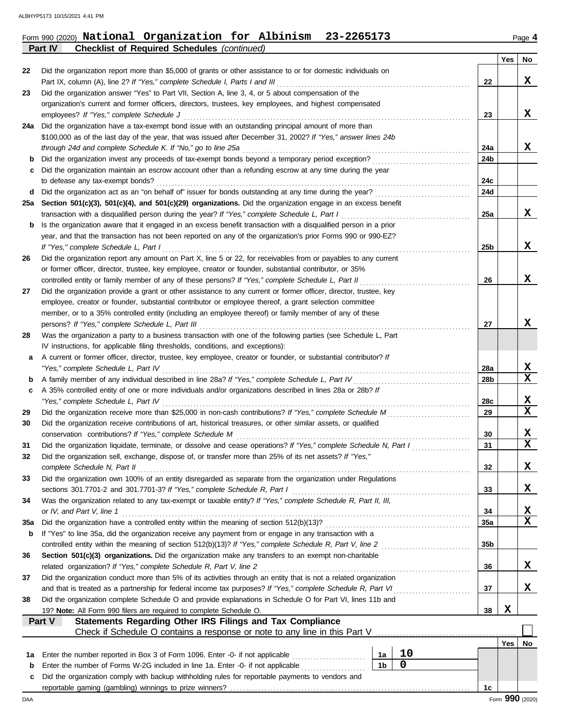Form 990 (2020) **National Organization for Albinism 23-2265173** Page 4

**Part IV Checklist of Required Schedules** *(continued)*

| | | | Yes | No |
|---|---|---|---|---|
| 22 | Did the organization report more than $5,000 of grants or other assistance to or for domestic individuals on Part IX, column (A), line 2? *If "Yes," complete Schedule I, Parts I and III* | 22 | | X |
| 23 | Did the organization answer "Yes" to Part VII, Section A, line 3, 4, or 5 about compensation of the organization's current and former officers, directors, trustees, key employees, and highest compensated employees? *If "Yes," complete Schedule J* | 23 | | X |
| 24a | Did the organization have a tax-exempt bond issue with an outstanding principal amount of more than $100,000 as of the last day of the year, that was issued after December 31, 2002? *If "Yes," answer lines 24b through 24d and complete Schedule K. If "No," go to line 25a* | 24a | | X |
| b | Did the organization invest any proceeds of tax-exempt bonds beyond a temporary period exception? | 24b | | |
| c | Did the organization maintain an escrow account other than a refunding escrow at any time during the year to defease any tax-exempt bonds? | 24c | | |
| d | Did the organization act as an "on behalf of" issuer for bonds outstanding at any time during the year? | 24d | | |
| 25a | **Section 501(c)(3), 501(c)(4), and 501(c)(29) organizations.** Did the organization engage in an excess benefit transaction with a disqualified person during the year? *If "Yes," complete Schedule L, Part I* | 25a | | X |
| b | Is the organization aware that it engaged in an excess benefit transaction with a disqualified person in a prior year, and that the transaction has not been reported on any of the organization's prior Forms 990 or 990-EZ? *If "Yes," complete Schedule L, Part I* | 25b | | X |
| 26 | Did the organization report any amount on Part X, line 5 or 22, for receivables from or payables to any current or former officer, director, trustee, key employee, creator or founder, substantial contributor, or 35% controlled entity or family member of any of these persons? *If "Yes," complete Schedule L, Part II* | 26 | | X |
| 27 | Did the organization provide a grant or other assistance to any current or former officer, director, trustee, key employee, creator or founder, substantial contributor or employee thereof, a grant selection committee member, or to a 35% controlled entity (including an employee thereof) or family member of any of these persons? *If "Yes," complete Schedule L, Part III* | 27 | | X |
| 28 | Was the organization a party to a business transaction with one of the following parties (see Schedule L, Part IV instructions, for applicable filing thresholds, conditions, and exceptions): | | | |
| a | A current or former officer, director, trustee, key employee, creator or founder, or substantial contributor? *If "Yes," complete Schedule L, Part IV* | 28a | | X |
| b | A family member of any individual described in line 28a? *If "Yes," complete Schedule L, Part IV* | 28b | | X |
| c | A 35% controlled entity of one or more individuals and/or organizations described in lines 28a or 28b? *If "Yes," complete Schedule L, Part IV* | 28c | | X |
| 29 | Did the organization receive more than $25,000 in non-cash contributions? *If "Yes," complete Schedule M* | 29 | | X |
| 30 | Did the organization receive contributions of art, historical treasures, or other similar assets, or qualified conservation contributions? *If "Yes," complete Schedule M* | 30 | | X |
| 31 | Did the organization liquidate, terminate, or dissolve and cease operations? *If "Yes," complete Schedule N, Part I* | 31 | | X |
| 32 | Did the organization sell, exchange, dispose of, or transfer more than 25% of its net assets? *If "Yes," complete Schedule N, Part II* | 32 | | X |
| 33 | Did the organization own 100% of an entity disregarded as separate from the organization under Regulations sections 301.7701-2 and 301.7701-3? *If "Yes," complete Schedule R, Part I* | 33 | | X |
| 34 | Was the organization related to any tax-exempt or taxable entity? *If "Yes," complete Schedule R, Part II, III, or IV, and Part V, line 1* | 34 | | X |
| 35a | Did the organization have a controlled entity within the meaning of section 512(b)(13)? | 35a | | X |
| b | If "Yes" to line 35a, did the organization receive any payment from or engage in any transaction with a controlled entity within the meaning of section 512(b)(13)? *If "Yes," complete Schedule R, Part V, line 2* | 35b | | |
| 36 | **Section 501(c)(3) organizations.** Did the organization make any transfers to an exempt non-charitable related organization? *If "Yes," complete Schedule R, Part V, line 2* | 36 | | X |
| 37 | Did the organization conduct more than 5% of its activities through an entity that is not a related organization and that is treated as a partnership for federal income tax purposes? *If "Yes," complete Schedule R, Part VI* | 37 | | X |
| 38 | Did the organization complete Schedule O and provide explanations in Schedule O for Part VI, lines 11b and 19? **Note:** All Form 990 filers are required to complete Schedule O. | 38 | X | |

**Part V Statements Regarding Other IRS Filings and Tax Compliance**

Check if Schedule O contains a response or note to any line in this Part V ☐

| | | | | | Yes | No |
|---|---|---|---|---|---|---|
| 1a | Enter the number reported in Box 3 of Form 1096. Enter -0- if not applicable | 1a | 10 | | | |
| b | Enter the number of Forms W-2G included in line 1a. Enter -0- if not applicable | 1b | 0 | | | |
| c | Did the organization comply with backup withholding rules for reportable payments to vendors and reportable gaming (gambling) winnings to prize winners? | | | 1c | | |

Form **990** (2020)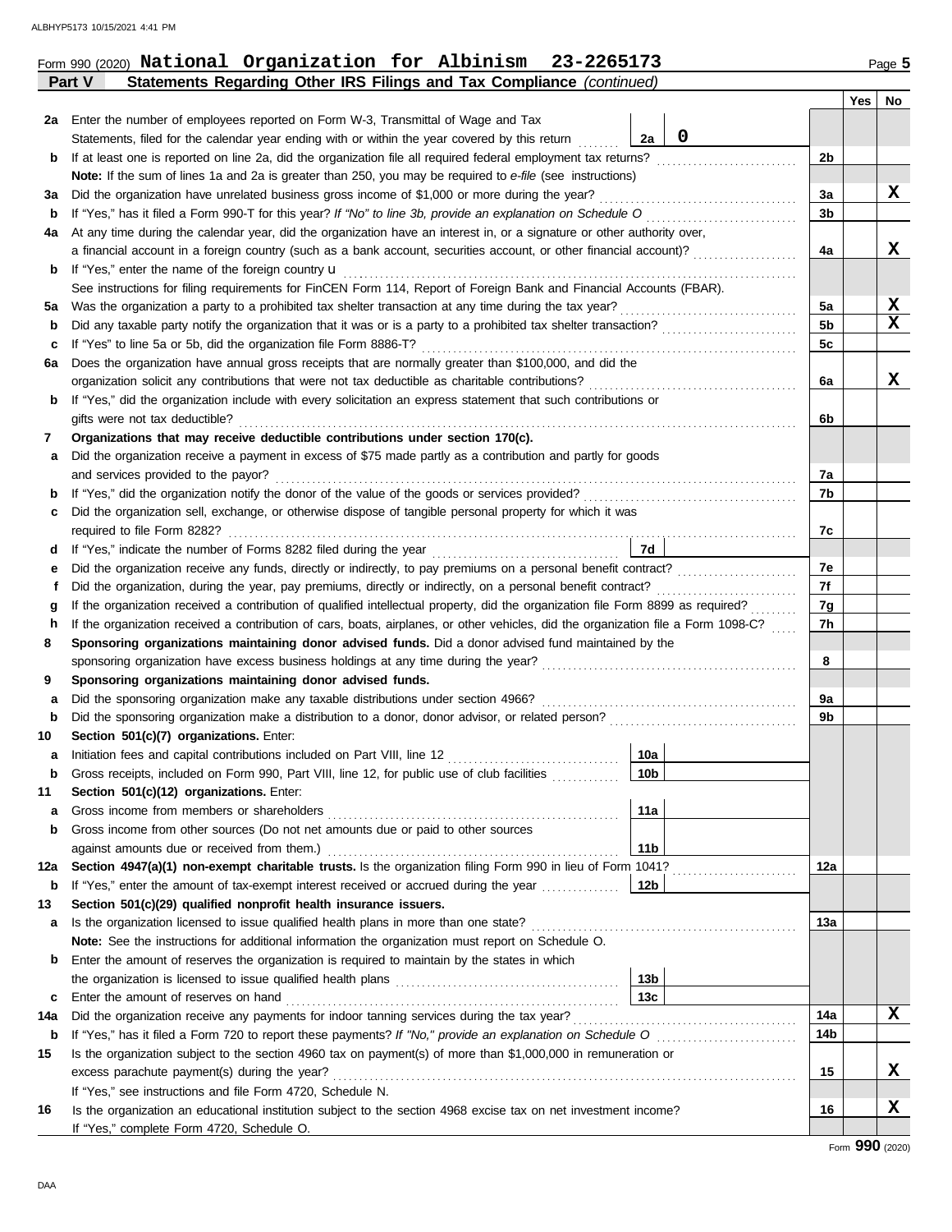Form 990 (2020) **National Organization for Albinism 23-2265173**

## Part V Statements Regarding Other IRS Filings and Tax Compliance *(continued)*

| | | | | | Yes | No |
|---|---|---|---|---|---|---|
| **2a** | Enter the number of employees reported on Form W-3, Transmittal of Wage and Tax Statements, filed for the calendar year ending with or within the year covered by this return | 2a | 0 | | | |
| **b** | If at least one is reported on line 2a, did the organization file all required federal employment tax returns? | | | 2b | | |
| | **Note:** If the sum of lines 1a and 2a is greater than 250, you may be required to *e-file* (see instructions) | | | | | |
| **3a** | Did the organization have unrelated business gross income of $1,000 or more during the year? | | | 3a | | X |
| **b** | If "Yes," has it filed a Form 990-T for this year? *If "No" to line 3b, provide an explanation on Schedule O* | | | 3b | | |
| **4a** | At any time during the calendar year, did the organization have an interest in, or a signature or other authority over, a financial account in a foreign country (such as a bank account, securities account, or other financial account)? | | | 4a | | X |
| **b** | If "Yes," enter the name of the foreign country u | | | | | |
| | See instructions for filing requirements for FinCEN Form 114, Report of Foreign Bank and Financial Accounts (FBAR). | | | | | |
| **5a** | Was the organization a party to a prohibited tax shelter transaction at any time during the tax year? | | | 5a | | X |
| **b** | Did any taxable party notify the organization that it was or is a party to a prohibited tax shelter transaction? | | | 5b | | X |
| **c** | If "Yes" to line 5a or 5b, did the organization file Form 8886-T? | | | 5c | | |
| **6a** | Does the organization have annual gross receipts that are normally greater than $100,000, and did the organization solicit any contributions that were not tax deductible as charitable contributions? | | | 6a | | X |
| **b** | If "Yes," did the organization include with every solicitation an express statement that such contributions or gifts were not tax deductible? | | | 6b | | |
| **7** | **Organizations that may receive deductible contributions under section 170(c).** | | | | | |
| **a** | Did the organization receive a payment in excess of $75 made partly as a contribution and partly for goods and services provided to the payor? | | | 7a | | |
| **b** | If "Yes," did the organization notify the donor of the value of the goods or services provided? | | | 7b | | |
| **c** | Did the organization sell, exchange, or otherwise dispose of tangible personal property for which it was required to file Form 8282? | | | 7c | | |
| **d** | If "Yes," indicate the number of Forms 8282 filed during the year | 7d | | | | |
| **e** | Did the organization receive any funds, directly or indirectly, to pay premiums on a personal benefit contract? | | | 7e | | |
| **f** | Did the organization, during the year, pay premiums, directly or indirectly, on a personal benefit contract? | | | 7f | | |
| **g** | If the organization received a contribution of qualified intellectual property, did the organization file Form 8899 as required? | | | 7g | | |
| **h** | If the organization received a contribution of cars, boats, airplanes, or other vehicles, did the organization file a Form 1098-C? | | | 7h | | |
| **8** | **Sponsoring organizations maintaining donor advised funds.** Did a donor advised fund maintained by the sponsoring organization have excess business holdings at any time during the year? | | | 8 | | |
| **9** | **Sponsoring organizations maintaining donor advised funds.** | | | | | |
| **a** | Did the sponsoring organization make any taxable distributions under section 4966? | | | 9a | | |
| **b** | Did the sponsoring organization make a distribution to a donor, donor advisor, or related person? | | | 9b | | |
| **10** | **Section 501(c)(7) organizations.** Enter: | | | | | |
| **a** | Initiation fees and capital contributions included on Part VIII, line 12 | 10a | | | | |
| **b** | Gross receipts, included on Form 990, Part VIII, line 12, for public use of club facilities | 10b | | | | |
| **11** | **Section 501(c)(12) organizations.** Enter: | | | | | |
| **a** | Gross income from members or shareholders | 11a | | | | |
| **b** | Gross income from other sources (Do not net amounts due or paid to other sources against amounts due or received from them.) | 11b | | | | |
| **12a** | **Section 4947(a)(1) non-exempt charitable trusts.** Is the organization filing Form 990 in lieu of Form 1041? | | | 12a | | |
| **b** | If "Yes," enter the amount of tax-exempt interest received or accrued during the year | 12b | | | | |
| **13** | **Section 501(c)(29) qualified nonprofit health insurance issuers.** | | | | | |
| **a** | Is the organization licensed to issue qualified health plans in more than one state? | | | 13a | | |
| | **Note:** See the instructions for additional information the organization must report on Schedule O. | | | | | |
| **b** | Enter the amount of reserves the organization is required to maintain by the states in which the organization is licensed to issue qualified health plans | 13b | | | | |
| **c** | Enter the amount of reserves on hand | 13c | | | | |
| **14a** | Did the organization receive any payments for indoor tanning services during the tax year? | | | 14a | | X |
| **b** | If "Yes," has it filed a Form 720 to report these payments? *If "No," provide an explanation on Schedule O* | | | 14b | | |
| **15** | Is the organization subject to the section 4960 tax on payment(s) of more than $1,000,000 in remuneration or excess parachute payment(s) during the year? | | | 15 | | X |
| | If "Yes," see instructions and file Form 4720, Schedule N. | | | | | |
| **16** | Is the organization an educational institution subject to the section 4968 excise tax on net investment income? | | | 16 | | X |
| | If "Yes," complete Form 4720, Schedule O. | | | | | |

Form **990** (2020)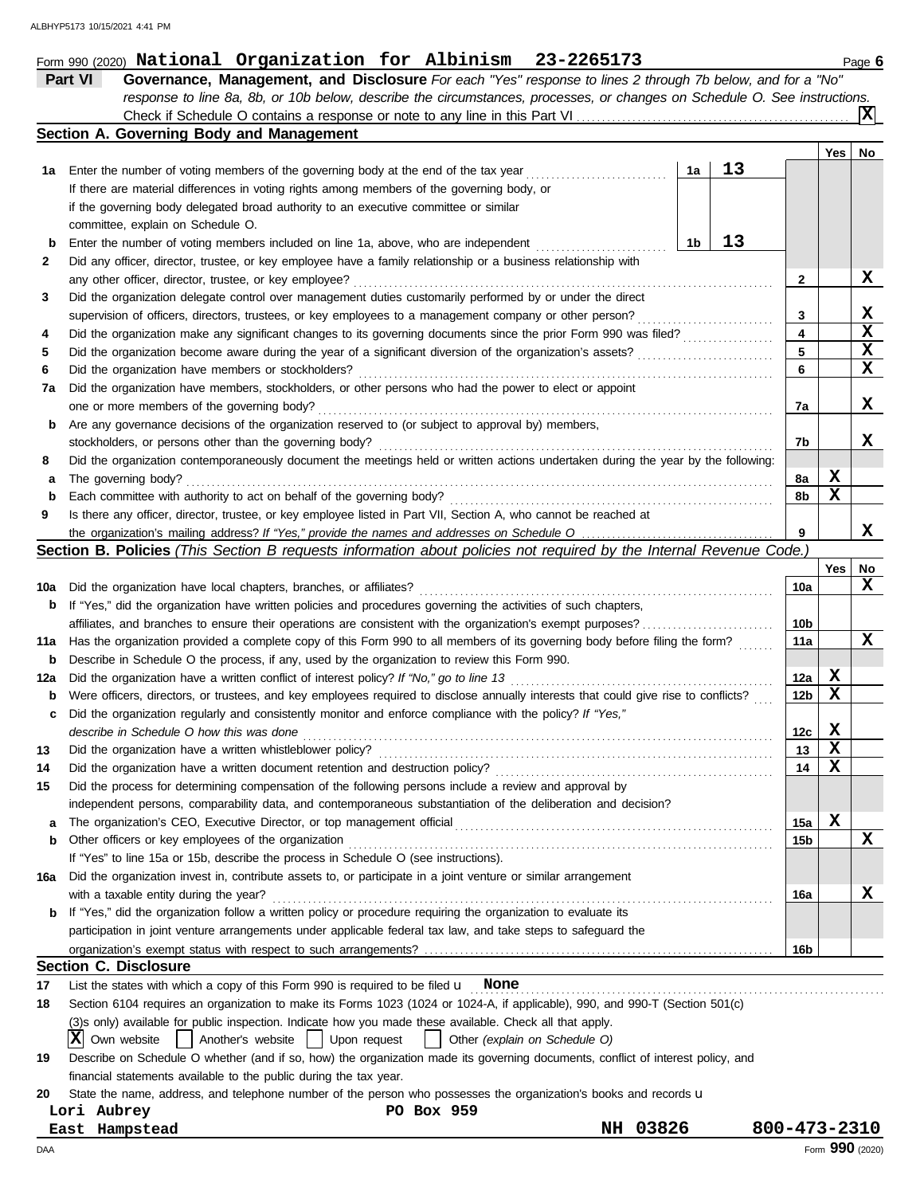Form 990 (2020) **National Organization for Albinism 23-2265173** Page **6**

## Part VI Governance, Management, and Disclosure

*For each "Yes" response to lines 2 through 7b below, and for a "No" response to line 8a, 8b, or 10b below, describe the circumstances, processes, or changes on Schedule O. See instructions.*

Check if Schedule O contains a response or note to any line in this Part VI .......... **X**

### Section A. Governing Body and Management

| | | | | Yes | No |
|---|---|---|---|---|---|
| **1a** | Enter the number of voting members of the governing body at the end of the tax year ... If there are material differences in voting rights among members of the governing body, or if the governing body delegated broad authority to an executive committee or similar committee, explain on Schedule O. | 1a: 13 | | | |
| **b** | Enter the number of voting members included on line 1a, above, who are independent ... | 1b: 13 | | | |
| **2** | Did any officer, director, trustee, or key employee have a family relationship or a business relationship with any other officer, director, trustee, or key employee? | | 2 | | X |
| **3** | Did the organization delegate control over management duties customarily performed by or under the direct supervision of officers, directors, trustees, or key employees to a management company or other person? | | 3 | | X |
| **4** | Did the organization make any significant changes to its governing documents since the prior Form 990 was filed? | | 4 | | X |
| **5** | Did the organization become aware during the year of a significant diversion of the organization's assets? | | 5 | | X |
| **6** | Did the organization have members or stockholders? | | 6 | | X |
| **7a** | Did the organization have members, stockholders, or other persons who had the power to elect or appoint one or more members of the governing body? | | 7a | | X |
| **b** | Are any governance decisions of the organization reserved to (or subject to approval by) members, stockholders, or persons other than the governing body? | | 7b | | X |
| **8** | Did the organization contemporaneously document the meetings held or written actions undertaken during the year by the following: | | | | |
| **a** | The governing body? | | 8a | X | |
| **b** | Each committee with authority to act on behalf of the governing body? | | 8b | X | |
| **9** | Is there any officer, director, trustee, or key employee listed in Part VII, Section A, who cannot be reached at the organization's mailing address? *If "Yes," provide the names and addresses on Schedule O* | | 9 | | X |

### Section B. Policies *(This Section B requests information about policies not required by the Internal Revenue Code.)*

| | | | Yes | No |
|---|---|---|---|---|
| **10a** | Did the organization have local chapters, branches, or affiliates? | 10a | | X |
| **b** | If "Yes," did the organization have written policies and procedures governing the activities of such chapters, affiliates, and branches to ensure their operations are consistent with the organization's exempt purposes? | 10b | | |
| **11a** | Has the organization provided a complete copy of this Form 990 to all members of its governing body before filing the form? | 11a | | X |
| **b** | Describe in Schedule O the process, if any, used by the organization to review this Form 990. | | | |
| **12a** | Did the organization have a written conflict of interest policy? *If "No," go to line 13* | 12a | X | |
| **b** | Were officers, directors, or trustees, and key employees required to disclose annually interests that could give rise to conflicts? | 12b | X | |
| **c** | Did the organization regularly and consistently monitor and enforce compliance with the policy? *If "Yes," describe in Schedule O how this was done* | 12c | X | |
| **13** | Did the organization have a written whistleblower policy? | 13 | X | |
| **14** | Did the organization have a written document retention and destruction policy? | 14 | X | |
| **15** | Did the process for determining compensation of the following persons include a review and approval by independent persons, comparability data, and contemporaneous substantiation of the deliberation and decision? | | | |
| **a** | The organization's CEO, Executive Director, or top management official | 15a | X | |
| **b** | Other officers or key employees of the organization | 15b | | X |
| | If "Yes" to line 15a or 15b, describe the process in Schedule O (see instructions). | | | |
| **16a** | Did the organization invest in, contribute assets to, or participate in a joint venture or similar arrangement with a taxable entity during the year? | 16a | | X |
| **b** | If "Yes," did the organization follow a written policy or procedure requiring the organization to evaluate its participation in joint venture arrangements under applicable federal tax law, and take steps to safeguard the organization's exempt status with respect to such arrangements? | 16b | | |

### Section C. Disclosure

**17** List the states with which a copy of this Form 990 is required to be filed **None**

**18** Section 6104 requires an organization to make its Forms 1023 (1024 or 1024-A, if applicable), 990, and 990-T (Section 501(c)(3)s only) available for public inspection. Indicate how you made these available. Check all that apply.

- [X] Own website
- [ ] Another's website
- [ ] Upon request
- [ ] Other *(explain on Schedule O)*

**19** Describe on Schedule O whether (and if so, how) the organization made its governing documents, conflict of interest policy, and financial statements available to the public during the tax year.

**20** State the name, address, and telephone number of the person who possesses the organization's books and records

Lori Aubrey PO Box 959
East Hampstead NH 03826 800-473-2310

Form **990** (2020)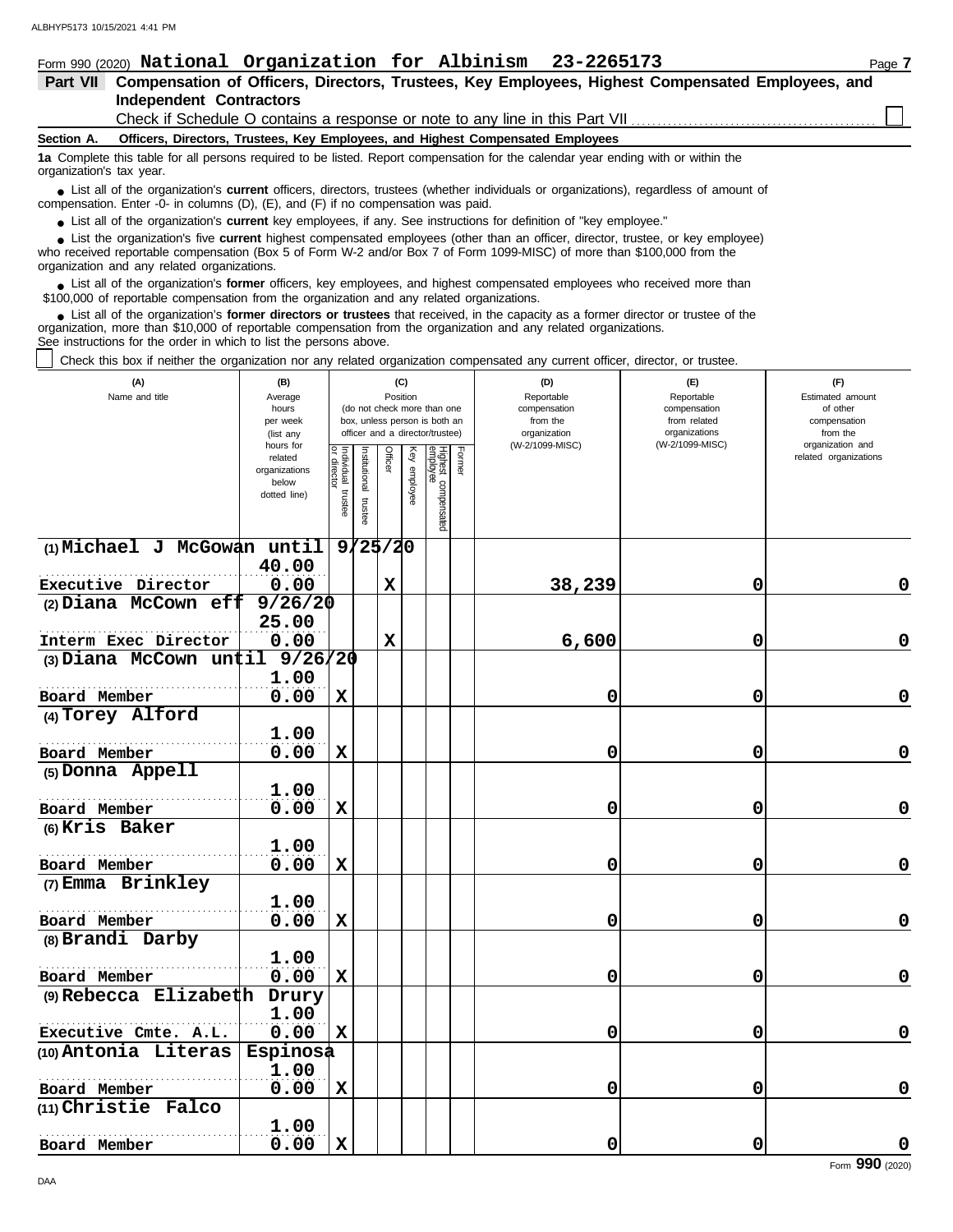Form 990 (2020) **National Organization for Albinism 23-2265173** Page **7**

## Part VII Compensation of Officers, Directors, Trustees, Key Employees, Highest Compensated Employees, and Independent Contractors

Check if Schedule O contains a response or note to any line in this Part VII ☐

### Section A. Officers, Directors, Trustees, Key Employees, and Highest Compensated Employees

**1a** Complete this table for all persons required to be listed. Report compensation for the calendar year ending with or within the organization's tax year.

- List all of the organization's **current** officers, directors, trustees (whether individuals or organizations), regardless of amount of compensation. Enter -0- in columns (D), (E), and (F) if no compensation was paid.
- List all of the organization's **current** key employees, if any. See instructions for definition of "key employee."
- List the organization's five **current** highest compensated employees (other than an officer, director, trustee, or key employee) who received reportable compensation (Box 5 of Form W-2 and/or Box 7 of Form 1099-MISC) of more than $100,000 from the organization and any related organizations.
- List all of the organization's **former** officers, key employees, and highest compensated employees who received more than $100,000 of reportable compensation from the organization and any related organizations.
- List all of the organization's **former directors or trustees** that received, in the capacity as a former director or trustee of the organization, more than $10,000 of reportable compensation from the organization and any related organizations.

See instructions for the order in which to list the persons above.

☐ Check this box if neither the organization nor any related organization compensated any current officer, director, or trustee.

| (A) Name and title | (B) Average hours per week (list any hours for related organizations below dotted line) | (C) Position: Individual trustee or director | Institutional trustee | Officer | Key employee | Highest compensated employee | Former | (D) Reportable compensation from the organization (W-2/1099-MISC) | (E) Reportable compensation from related organizations (W-2/1099-MISC) | (F) Estimated amount of other compensation from the organization and related organizations |
|---|---|---|---|---|---|---|---|---|---|---|
| (1) Michael J McGowan until 9/25/20<br>Executive Director | 40.00<br>0.00 | | | X | | | | 38,239 | 0 | 0 |
| (2) Diana McCown eff 9/26/20<br>Interm Exec Director | 25.00<br>0.00 | | | X | | | | 6,600 | 0 | 0 |
| (3) Diana McCown until 9/26/20<br>Board Member | 1.00<br>0.00 | X | | | | | | 0 | 0 | 0 |
| (4) Torey Alford<br>Board Member | 1.00<br>0.00 | X | | | | | | 0 | 0 | 0 |
| (5) Donna Appell<br>Board Member | 1.00<br>0.00 | X | | | | | | 0 | 0 | 0 |
| (6) Kris Baker<br>Board Member | 1.00<br>0.00 | X | | | | | | 0 | 0 | 0 |
| (7) Emma Brinkley<br>Board Member | 1.00<br>0.00 | X | | | | | | 0 | 0 | 0 |
| (8) Brandi Darby<br>Board Member | 1.00<br>0.00 | X | | | | | | 0 | 0 | 0 |
| (9) Rebecca Elizabeth Drury<br>Executive Cmte. A.L. | 1.00<br>0.00 | X | | | | | | 0 | 0 | 0 |
| (10) Antonia Literas Espinosa<br>Board Member | 1.00<br>0.00 | X | | | | | | 0 | 0 | 0 |
| (11) Christie Falco<br>Board Member | 1.00<br>0.00 | X | | | | | | 0 | 0 | 0 |

Form **990** (2020)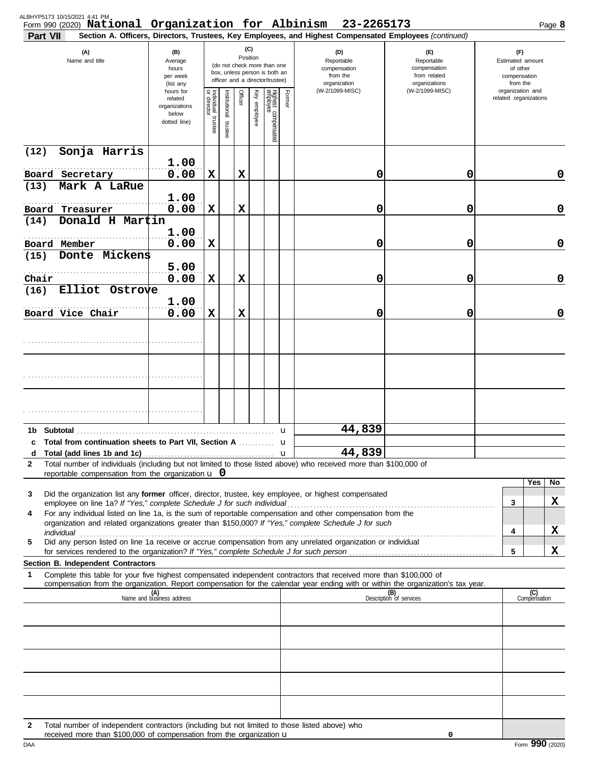Form 990 (2020) **National Organization for Albinism 23-2265173**

**Part VII Section A. Officers, Directors, Trustees, Key Employees, and Highest Compensated Employees** *(continued)*

| (A) Name and title | (B) Average hours per week (list any hours for related organizations below dotted line) | (C) Position: Individual trustee or director | Institutional trustee | Officer | Key employee | Highest compensated employee | Former | (D) Reportable compensation from the organization (W-2/1099-MISC) | (E) Reportable compensation from related organizations (W-2/1099-MISC) | (F) Estimated amount of other compensation from the organization and related organizations |
|---|---|---|---|---|---|---|---|---|---|---|
| (12) Sonja Harris<br>Board Secretary | 1.00<br>0.00 | X | | X | | | | 0 | 0 | 0 |
| (13) Mark A LaRue<br>Board Treasurer | 1.00<br>0.00 | X | | X | | | | 0 | 0 | 0 |
| (14) Donald H Martin<br>Board Member | 1.00<br>0.00 | X | | | | | | 0 | 0 | 0 |
| (15) Donte Mickens<br>Chair | 5.00<br>0.00 | X | | X | | | | 0 | 0 | 0 |
| (16) Elliot Ostrove<br>Board Vice Chair | 1.00<br>0.00 | X | | X | | | | 0 | 0 | 0 |
| | | | | | | | | | | |
| | | | | | | | | | | |
| | | | | | | | | | | |

| | | (D) | (E) | (F) |
|---|---|---|---|---|
| **1b** | **Subtotal** | 44,839 | | |
| **c** | **Total from continuation sheets to Part VII, Section A** | | | |
| **d** | **Total (add lines 1b and 1c)** | 44,839 | | |

**2** Total number of individuals (including but not limited to those listed above) who received more than $100,000 of reportable compensation from the organization **0**

| | | | Yes | No |
|---|---|---|---|---|
| **3** | Did the organization list any **former** officer, director, trustee, key employee, or highest compensated employee on line 1a? *If "Yes," complete Schedule J for such individual* | 3 | | X |
| **4** | For any individual listed on line 1a, is the sum of reportable compensation and other compensation from the organization and related organizations greater than $150,000? *If "Yes," complete Schedule J for such individual* | 4 | | X |
| **5** | Did any person listed on line 1a receive or accrue compensation from any unrelated organization or individual for services rendered to the organization? *If "Yes," complete Schedule J for such person* | 5 | | X |

**Section B. Independent Contractors**

**1** Complete this table for your five highest compensated independent contractors that received more than $100,000 of compensation from the organization. Report compensation for the calendar year ending with or within the organization's tax year.

| (A) Name and business address | (B) Description of services | (C) Compensation |
|---|---|---|
| | | |
| | | |
| | | |
| | | |
| | | |

**2** Total number of independent contractors (including but not limited to those listed above) who received more than $100,000 of compensation from the organization **0**

Form **990** (2020)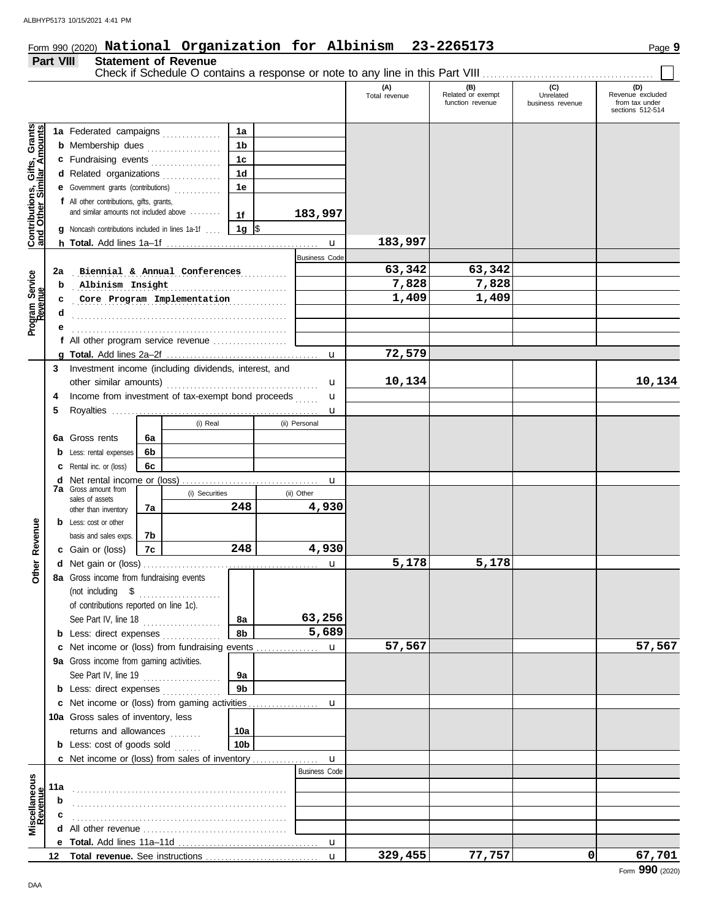Form 990 (2020) **National Organization for Albinism 23-2265173** Page **9**

## Part VIII Statement of Revenue

Check if Schedule O contains a response or note to any line in this Part VIII ☐

| | | | | (A) Total revenue | (B) Related or exempt function revenue | (C) Unrelated business revenue | (D) Revenue excluded from tax under sections 512-514 |
|---|---|---|---|---|---|---|---|
| **Contributions, Gifts, Grants and Other Similar Amounts** | 1a Federated campaigns | 1a | | | | | |
| | b Membership dues | 1b | | | | | |
| | c Fundraising events | 1c | | | | | |
| | d Related organizations | 1d | | | | | |
| | e Government grants (contributions) | 1e | | | | | |
| | f All other contributions, gifts, grants, and similar amounts not included above | 1f | 183,997 | | | | |
| | g Noncash contributions included in lines 1a-1f | 1g | $ | | | | |
| | h **Total.** Add lines 1a–1f | | | 183,997 | | | |
| **Program Service Revenue** | | | Business Code | | | | |
| | 2a Biennial & Annual Conferences | | | 63,342 | 63,342 | | |
| | b Albinism Insight | | | 7,828 | 7,828 | | |
| | c Core Program Implementation | | | 1,409 | 1,409 | | |
| | d | | | | | | |
| | e | | | | | | |
| | f All other program service revenue | | | | | | |
| | g **Total.** Add lines 2a–2f | | | 72,579 | | | |
| **Other Revenue** | 3 Investment income (including dividends, interest, and other similar amounts) | | | 10,134 | | | 10,134 |
| | 4 Income from investment of tax-exempt bond proceeds | | | | | | |
| | 5 Royalties | | | | | | |
| | | (i) Real | (ii) Personal | | | | |
| | 6a Gross rents | 6a | | | | | |
| | b Less: rental expenses | 6b | | | | | |
| | c Rental inc. or (loss) | 6c | | | | | |
| | d Net rental income or (loss) | | | | | | |
| | | (i) Securities | (ii) Other | | | | |
| | 7a Gross amount from sales of assets other than inventory | 7a 248 | 4,930 | | | | |
| | b Less: cost or other basis and sales exps. | 7b | | | | | |
| | c Gain or (loss) | 7c 248 | 4,930 | | | | |
| | d Net gain or (loss) | | | 5,178 | 5,178 | | |
| | 8a Gross income from fundraising events (not including $ of contributions reported on line 1c). See Part IV, line 18 | 8a | 63,256 | | | | |
| | b Less: direct expenses | 8b | 5,689 | | | | |
| | c Net income or (loss) from fundraising events | | | 57,567 | | | 57,567 |
| | 9a Gross income from gaming activities. See Part IV, line 19 | 9a | | | | | |
| | b Less: direct expenses | 9b | | | | | |
| | c Net income or (loss) from gaming activities | | | | | | |
| | 10a Gross sales of inventory, less returns and allowances | 10a | | | | | |
| | b Less: cost of goods sold | 10b | | | | | |
| | c Net income or (loss) from sales of inventory | | | | | | |
| **Miscellaneous Revenue** | | | Business Code | | | | |
| | 11a | | | | | | |
| | b | | | | | | |
| | c | | | | | | |
| | d All other revenue | | | | | | |
| | e **Total.** Add lines 11a–11d | | | | | | |
| | 12 **Total revenue.** See instructions | | | 329,455 | 77,757 | 0 | 67,701 |

Form **990** (2020)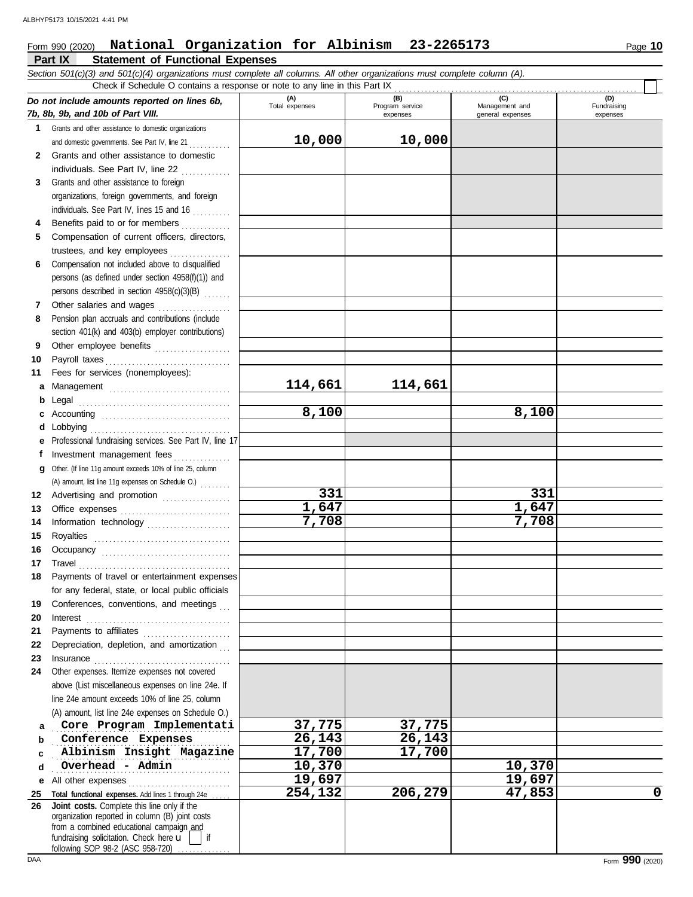Form 990 (2020) **National Organization for Albinism 23-2265173**

## Part IX Statement of Functional Expenses

*Section 501(c)(3) and 501(c)(4) organizations must complete all columns. All other organizations must complete column (A).*

Check if Schedule O contains a response or note to any line in this Part IX ☐

| *Do not include amounts reported on lines 6b, 7b, 8b, 9b, and 10b of Part VIII.* | (A) Total expenses | (B) Program service expenses | (C) Management and general expenses | (D) Fundraising expenses |
|---|---|---|---|---|
| **1** Grants and other assistance to domestic organizations and domestic governments. See Part IV, line 21 | 10,000 | 10,000 | | |
| **2** Grants and other assistance to domestic individuals. See Part IV, line 22 | | | | |
| **3** Grants and other assistance to foreign organizations, foreign governments, and foreign individuals. See Part IV, lines 15 and 16 | | | | |
| **4** Benefits paid to or for members | | | | |
| **5** Compensation of current officers, directors, trustees, and key employees | | | | |
| **6** Compensation not included above to disqualified persons (as defined under section 4958(f)(1)) and persons described in section 4958(c)(3)(B) | | | | |
| **7** Other salaries and wages | | | | |
| **8** Pension plan accruals and contributions (include section 401(k) and 403(b) employer contributions) | | | | |
| **9** Other employee benefits | | | | |
| **10** Payroll taxes | | | | |
| **11** Fees for services (nonemployees): | | | | |
| **a** Management | 114,661 | 114,661 | | |
| **b** Legal | | | | |
| **c** Accounting | 8,100 | | 8,100 | |
| **d** Lobbying | | | | |
| **e** Professional fundraising services. See Part IV, line 17 | | | | |
| **f** Investment management fees | | | | |
| **g** Other. (If line 11g amount exceeds 10% of line 25, column (A) amount, list line 11g expenses on Schedule O.) | | | | |
| **12** Advertising and promotion | 331 | | 331 | |
| **13** Office expenses | 1,647 | | 1,647 | |
| **14** Information technology | 7,708 | | 7,708 | |
| **15** Royalties | | | | |
| **16** Occupancy | | | | |
| **17** Travel | | | | |
| **18** Payments of travel or entertainment expenses for any federal, state, or local public officials | | | | |
| **19** Conferences, conventions, and meetings | | | | |
| **20** Interest | | | | |
| **21** Payments to affiliates | | | | |
| **22** Depreciation, depletion, and amortization | | | | |
| **23** Insurance | | | | |
| **24** Other expenses. Itemize expenses not covered above (List miscellaneous expenses on line 24e. If line 24e amount exceeds 10% of line 25, column (A) amount, list line 24e expenses on Schedule O.) | | | | |
| **a** Core Program Implementati | 37,775 | 37,775 | | |
| **b** Conference Expenses | 26,143 | 26,143 | | |
| **c** Albinism Insight Magazine | 17,700 | 17,700 | | |
| **d** Overhead - Admin | 10,370 | | 10,370 | |
| **e** All other expenses | 19,697 | | 19,697 | |
| **25 Total functional expenses.** Add lines 1 through 24e | 254,132 | 206,279 | 47,853 | 0 |
| **26 Joint costs.** Complete this line only if the organization reported in column (B) joint costs from a combined educational campaign and fundraising solicitation. Check here ☐ if following SOP 98-2 (ASC 958-720) | | | | |

Form **990** (2020)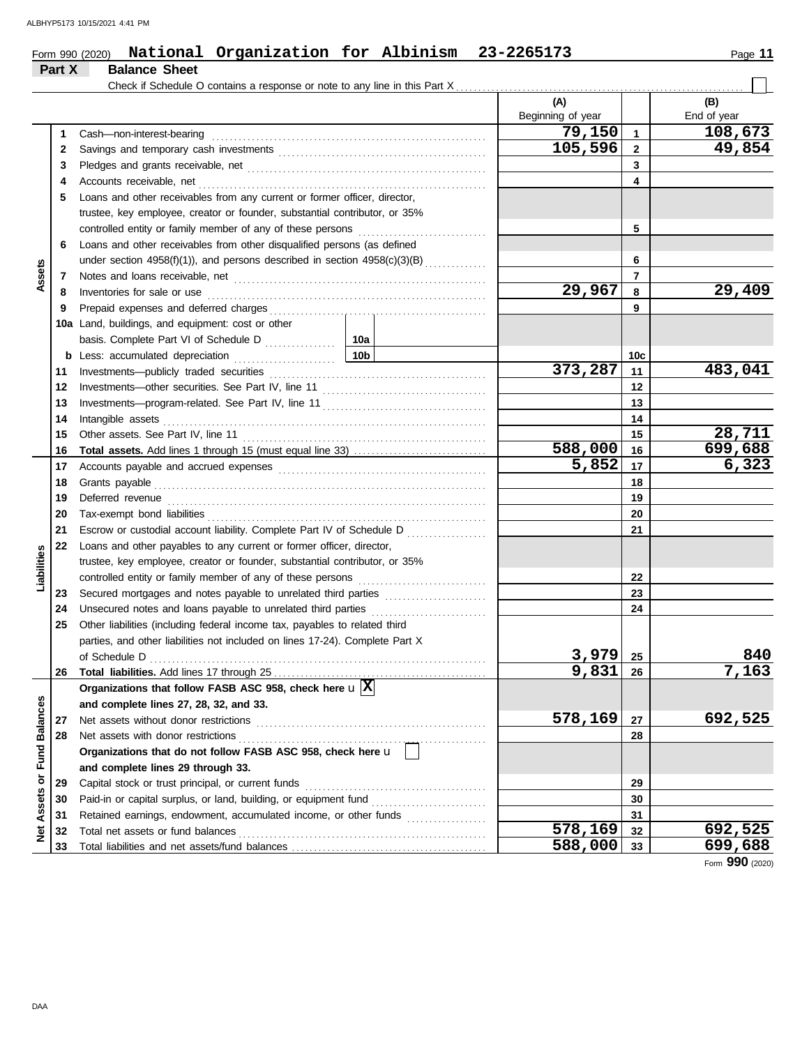Form 990 (2020) **National Organization for Albinism 23-2265173**

## Part X Balance Sheet

Check if Schedule O contains a response or note to any line in this Part X . . . . ☐

| | | | (A) Beginning of year | | (B) End of year |
|---|---|---|---|---|---|
| Assets | 1 | Cash—non-interest-bearing | 79,150 | 1 | 108,673 |
| | 2 | Savings and temporary cash investments | 105,596 | 2 | 49,854 |
| | 3 | Pledges and grants receivable, net | | 3 | |
| | 4 | Accounts receivable, net | | 4 | |
| | 5 | Loans and other receivables from any current or former officer, director, trustee, key employee, creator or founder, substantial contributor, or 35% controlled entity or family member of any of these persons | | 5 | |
| | 6 | Loans and other receivables from other disqualified persons (as defined under section 4958(f)(1)), and persons described in section 4958(c)(3)(B) | | 6 | |
| | 7 | Notes and loans receivable, net | | 7 | |
| | 8 | Inventories for sale or use | 29,967 | 8 | 29,409 |
| | 9 | Prepaid expenses and deferred charges | | 9 | |
| | 10a | Land, buildings, and equipment: cost or other basis. Complete Part VI of Schedule D ... 10a | | | |
| | b | Less: accumulated depreciation ... 10b | | 10c | |
| | 11 | Investments—publicly traded securities | 373,287 | 11 | 483,041 |
| | 12 | Investments—other securities. See Part IV, line 11 | | 12 | |
| | 13 | Investments—program-related. See Part IV, line 11 | | 13 | |
| | 14 | Intangible assets | | 14 | |
| | 15 | Other assets. See Part IV, line 11 | | 15 | 28,711 |
| | 16 | **Total assets.** Add lines 1 through 15 (must equal line 33) | 588,000 | 16 | 699,688 |
| Liabilities | 17 | Accounts payable and accrued expenses | 5,852 | 17 | 6,323 |
| | 18 | Grants payable | | 18 | |
| | 19 | Deferred revenue | | 19 | |
| | 20 | Tax-exempt bond liabilities | | 20 | |
| | 21 | Escrow or custodial account liability. Complete Part IV of Schedule D | | 21 | |
| | 22 | Loans and other payables to any current or former officer, director, trustee, key employee, creator or founder, substantial contributor, or 35% controlled entity or family member of any of these persons | | 22 | |
| | 23 | Secured mortgages and notes payable to unrelated third parties | | 23 | |
| | 24 | Unsecured notes and loans payable to unrelated third parties | | 24 | |
| | 25 | Other liabilities (including federal income tax, payables to related third parties, and other liabilities not included on lines 17-24). Complete Part X of Schedule D | 3,979 | 25 | 840 |
| | 26 | **Total liabilities.** Add lines 17 through 25 | 9,831 | 26 | 7,163 |
| Net Assets or Fund Balances | | **Organizations that follow FASB ASC 958, check here** ☒ **and complete lines 27, 28, 32, and 33.** | | | |
| | 27 | Net assets without donor restrictions | 578,169 | 27 | 692,525 |
| | 28 | Net assets with donor restrictions | | 28 | |
| | | **Organizations that do not follow FASB ASC 958, check here** ☐ **and complete lines 29 through 33.** | | | |
| | 29 | Capital stock or trust principal, or current funds | | 29 | |
| | 30 | Paid-in or capital surplus, or land, building, or equipment fund | | 30 | |
| | 31 | Retained earnings, endowment, accumulated income, or other funds | | 31 | |
| | 32 | Total net assets or fund balances | 578,169 | 32 | 692,525 |
| | 33 | Total liabilities and net assets/fund balances | 588,000 | 33 | 699,688 |

Form **990** (2020)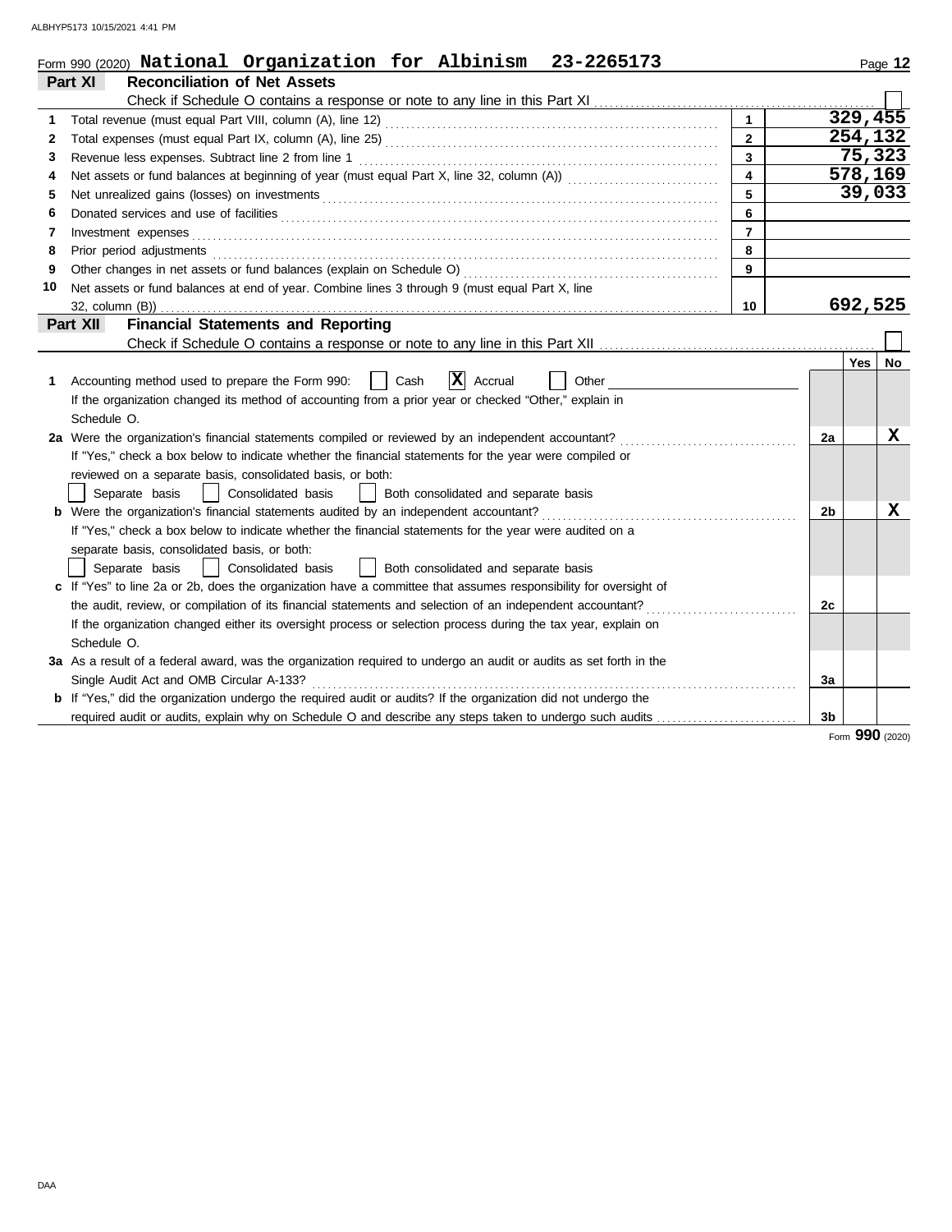Form 990 (2020) **National Organization for Albinism 23-2265173**

## Part XI Reconciliation of Net Assets

Check if Schedule O contains a response or note to any line in this Part XI ☐

| | | | |
|---|---|---|---|
| 1 | Total revenue (must equal Part VIII, column (A), line 12) | 1 | 329,455 |
| 2 | Total expenses (must equal Part IX, column (A), line 25) | 2 | 254,132 |
| 3 | Revenue less expenses. Subtract line 2 from line 1 | 3 | 75,323 |
| 4 | Net assets or fund balances at beginning of year (must equal Part X, line 32, column (A)) | 4 | 578,169 |
| 5 | Net unrealized gains (losses) on investments | 5 | 39,033 |
| 6 | Donated services and use of facilities | 6 | |
| 7 | Investment expenses | 7 | |
| 8 | Prior period adjustments | 8 | |
| 9 | Other changes in net assets or fund balances (explain on Schedule O) | 9 | |
| 10 | Net assets or fund balances at end of year. Combine lines 3 through 9 (must equal Part X, line 32, column (B)) | 10 | 692,525 |

## Part XII Financial Statements and Reporting

Check if Schedule O contains a response or note to any line in this Part XII ☐

| | | | Yes | No |
|---|---|---|---|---|
| 1 | Accounting method used to prepare the Form 990: ☐ Cash ☒ Accrual ☐ Other<br>If the organization changed its method of accounting from a prior year or checked "Other," explain in Schedule O. | | | |
| 2a | Were the organization's financial statements compiled or reviewed by an independent accountant?<br>If "Yes," check a box below to indicate whether the financial statements for the year were compiled or reviewed on a separate basis, consolidated basis, or both:<br>☐ Separate basis ☐ Consolidated basis ☐ Both consolidated and separate basis | 2a | | X |
| b | Were the organization's financial statements audited by an independent accountant?<br>If "Yes," check a box below to indicate whether the financial statements for the year were audited on a separate basis, consolidated basis, or both:<br>☐ Separate basis ☐ Consolidated basis ☐ Both consolidated and separate basis | 2b | | X |
| c | If "Yes" to line 2a or 2b, does the organization have a committee that assumes responsibility for oversight of the audit, review, or compilation of its financial statements and selection of an independent accountant?<br>If the organization changed either its oversight process or selection process during the tax year, explain on Schedule O. | 2c | | |
| 3a | As a result of a federal award, was the organization required to undergo an audit or audits as set forth in the Single Audit Act and OMB Circular A-133? | 3a | | |
| b | If "Yes," did the organization undergo the required audit or audits? If the organization did not undergo the required audit or audits, explain why on Schedule O and describe any steps taken to undergo such audits | 3b | | |

Form **990** (2020)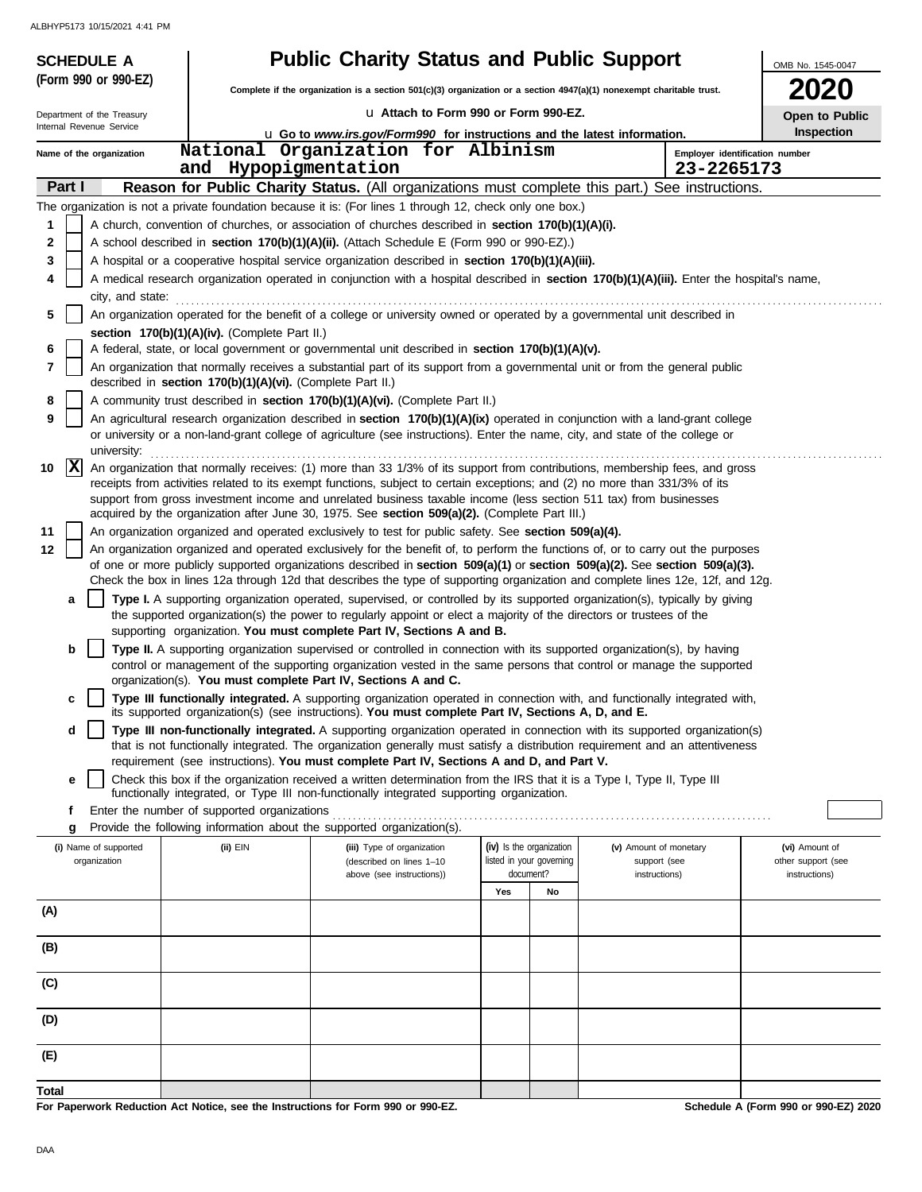ALBHYP5173 10/15/2021 4:41 PM

**SCHEDULE A (Form 990 or 990-EZ)**

Department of the Treasury
Internal Revenue Service

# Public Charity Status and Public Support

**Complete if the organization is a section 501(c)(3) organization or a section 4947(a)(1) nonexempt charitable trust.**

u **Attach to Form 990 or Form 990-EZ.**

u **Go to *www.irs.gov/Form990* for instructions and the latest information.**

OMB No. 1545-0047

**2020**

**Open to Public Inspection**

Name of the organization: National Organization for Albinism and Hypopigmentation

Employer identification number: 23-2265173

## Part I — Reason for Public Charity Status. (All organizations must complete this part.) See instructions.

The organization is not a private foundation because it is: (For lines 1 through 12, check only one box.)

1. [ ] A church, convention of churches, or association of churches described in **section 170(b)(1)(A)(i).**
2. [ ] A school described in **section 170(b)(1)(A)(ii).** (Attach Schedule E (Form 990 or 990-EZ).)
3. [ ] A hospital or a cooperative hospital service organization described in **section 170(b)(1)(A)(iii).**
4. [ ] A medical research organization operated in conjunction with a hospital described in **section 170(b)(1)(A)(iii).** Enter the hospital's name, city, and state: ..........
5. [ ] An organization operated for the benefit of a college or university owned or operated by a governmental unit described in **section 170(b)(1)(A)(iv).** (Complete Part II.)
6. [ ] A federal, state, or local government or governmental unit described in **section 170(b)(1)(A)(v).**
7. [ ] An organization that normally receives a substantial part of its support from a governmental unit or from the general public described in **section 170(b)(1)(A)(vi).** (Complete Part II.)
8. [ ] A community trust described in **section 170(b)(1)(A)(vi).** (Complete Part II.)
9. [ ] An agricultural research organization described in **section 170(b)(1)(A)(ix)** operated in conjunction with a land-grant college or university or a non-land-grant college of agriculture (see instructions). Enter the name, city, and state of the college or university: ..........
10. [X] An organization that normally receives: (1) more than 33 1/3% of its support from contributions, membership fees, and gross receipts from activities related to its exempt functions, subject to certain exceptions; and (2) no more than 331/3% of its support from gross investment income and unrelated business taxable income (less section 511 tax) from businesses acquired by the organization after June 30, 1975. See **section 509(a)(2).** (Complete Part III.)
11. [ ] An organization organized and operated exclusively to test for public safety. See **section 509(a)(4).**
12. [ ] An organization organized and operated exclusively for the benefit of, to perform the functions of, or to carry out the purposes of one or more publicly supported organizations described in **section 509(a)(1)** or **section 509(a)(2).** See **section 509(a)(3).** Check the box in lines 12a through 12d that describes the type of supporting organization and complete lines 12e, 12f, and 12g.
   - **a** [ ] **Type I.** A supporting organization operated, supervised, or controlled by its supported organization(s), typically by giving the supported organization(s) the power to regularly appoint or elect a majority of the directors or trustees of the supporting organization. **You must complete Part IV, Sections A and B.**
   - **b** [ ] **Type II.** A supporting organization supervised or controlled in connection with its supported organization(s), by having control or management of the supporting organization vested in the same persons that control or manage the supported organization(s). **You must complete Part IV, Sections A and C.**
   - **c** [ ] **Type III functionally integrated.** A supporting organization operated in connection with, and functionally integrated with, its supported organization(s) (see instructions). **You must complete Part IV, Sections A, D, and E.**
   - **d** [ ] **Type III non-functionally integrated.** A supporting organization operated in connection with its supported organization(s) that is not functionally integrated. The organization generally must satisfy a distribution requirement and an attentiveness requirement (see instructions). **You must complete Part IV, Sections A and D, and Part V.**
   - **e** [ ] Check this box if the organization received a written determination from the IRS that it is a Type I, Type II, Type III functionally integrated, or Type III non-functionally integrated supporting organization.
   - **f** Enter the number of supported organizations ..........
   - **g** Provide the following information about the supported organization(s).

| (i) Name of supported organization | (ii) EIN | (iii) Type of organization (described on lines 1–10 above (see instructions)) | (iv) Is the organization listed in your governing document? Yes | No | (v) Amount of monetary support (see instructions) | (vi) Amount of other support (see instructions) |
|---|---|---|---|---|---|---|
| (A) | | | | | | |
| (B) | | | | | | |
| (C) | | | | | | |
| (D) | | | | | | |
| (E) | | | | | | |
| Total | | | | | | |

**For Paperwork Reduction Act Notice, see the Instructions for Form 990 or 990-EZ.**

**Schedule A (Form 990 or 990-EZ) 2020**

DAA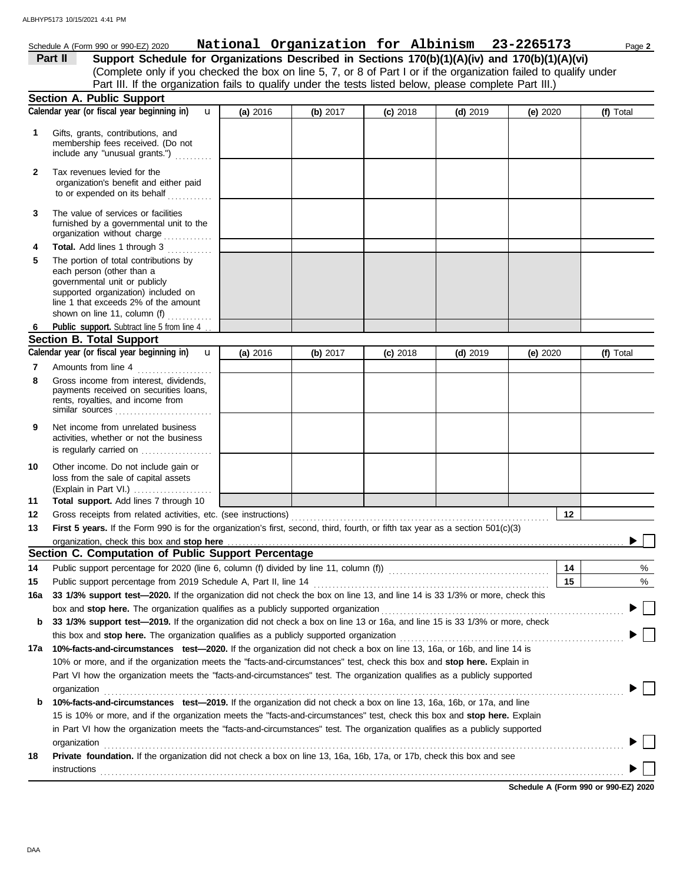Schedule A (Form 990 or 990-EZ) 2020 **National Organization for Albinism 23-2265173**

## Part II — Support Schedule for Organizations Described in Sections 170(b)(1)(A)(iv) and 170(b)(1)(A)(vi)

(Complete only if you checked the box on line 5, 7, or 8 of Part I or if the organization failed to qualify under Part III. If the organization fails to qualify under the tests listed below, please complete Part III.)

### Section A. Public Support

| Calendar year (or fiscal year beginning in) | (a) 2016 | (b) 2017 | (c) 2018 | (d) 2019 | (e) 2020 | (f) Total |
|---|---|---|---|---|---|---|
| **1** Gifts, grants, contributions, and membership fees received. (Do not include any "unusual grants.") | | | | | | |
| **2** Tax revenues levied for the organization's benefit and either paid to or expended on its behalf | | | | | | |
| **3** The value of services or facilities furnished by a governmental unit to the organization without charge | | | | | | |
| **4** **Total.** Add lines 1 through 3 | | | | | | |
| **5** The portion of total contributions by each person (other than a governmental unit or publicly supported organization) included on line 1 that exceeds 2% of the amount shown on line 11, column (f) | | | | | | |
| **6** **Public support.** Subtract line 5 from line 4 | | | | | | |

### Section B. Total Support

| Calendar year (or fiscal year beginning in) | (a) 2016 | (b) 2017 | (c) 2018 | (d) 2019 | (e) 2020 | (f) Total |
|---|---|---|---|---|---|---|
| **7** Amounts from line 4 | | | | | | |
| **8** Gross income from interest, dividends, payments received on securities loans, rents, royalties, and income from similar sources | | | | | | |
| **9** Net income from unrelated business activities, whether or not the business is regularly carried on | | | | | | |
| **10** Other income. Do not include gain or loss from the sale of capital assets (Explain in Part VI.) | | | | | | |
| **11** **Total support.** Add lines 7 through 10 | | | | | | |

**12** Gross receipts from related activities, etc. (see instructions) — **12**

**13** **First 5 years.** If the Form 990 is for the organization's first, second, third, fourth, or fifth tax year as a section 501(c)(3) organization, check this box and **stop here** ☐

### Section C. Computation of Public Support Percentage

**14** Public support percentage for 2020 (line 6, column (f) divided by line 11, column (f)) — **14** %

**15** Public support percentage from 2019 Schedule A, Part II, line 14 — **15** %

**16a** **33 1/3% support test—2020.** If the organization did not check the box on line 13, and line 14 is 33 1/3% or more, check this box and **stop here.** The organization qualifies as a publicly supported organization ☐

**b** **33 1/3% support test—2019.** If the organization did not check a box on line 13 or 16a, and line 15 is 33 1/3% or more, check this box and **stop here.** The organization qualifies as a publicly supported organization ☐

**17a** **10%-facts-and-circumstances test—2020.** If the organization did not check a box on line 13, 16a, or 16b, and line 14 is 10% or more, and if the organization meets the "facts-and-circumstances" test, check this box and **stop here.** Explain in Part VI how the organization meets the "facts-and-circumstances" test. The organization qualifies as a publicly supported organization ☐

**b** **10%-facts-and-circumstances test—2019.** If the organization did not check a box on line 13, 16a, 16b, or 17a, and line 15 is 10% or more, and if the organization meets the "facts-and-circumstances" test, check this box and **stop here.** Explain in Part VI how the organization meets the "facts-and-circumstances" test. The organization qualifies as a publicly supported organization ☐

**18** **Private foundation.** If the organization did not check a box on line 13, 16a, 16b, 17a, or 17b, check this box and see instructions ☐

**Schedule A (Form 990 or 990-EZ) 2020**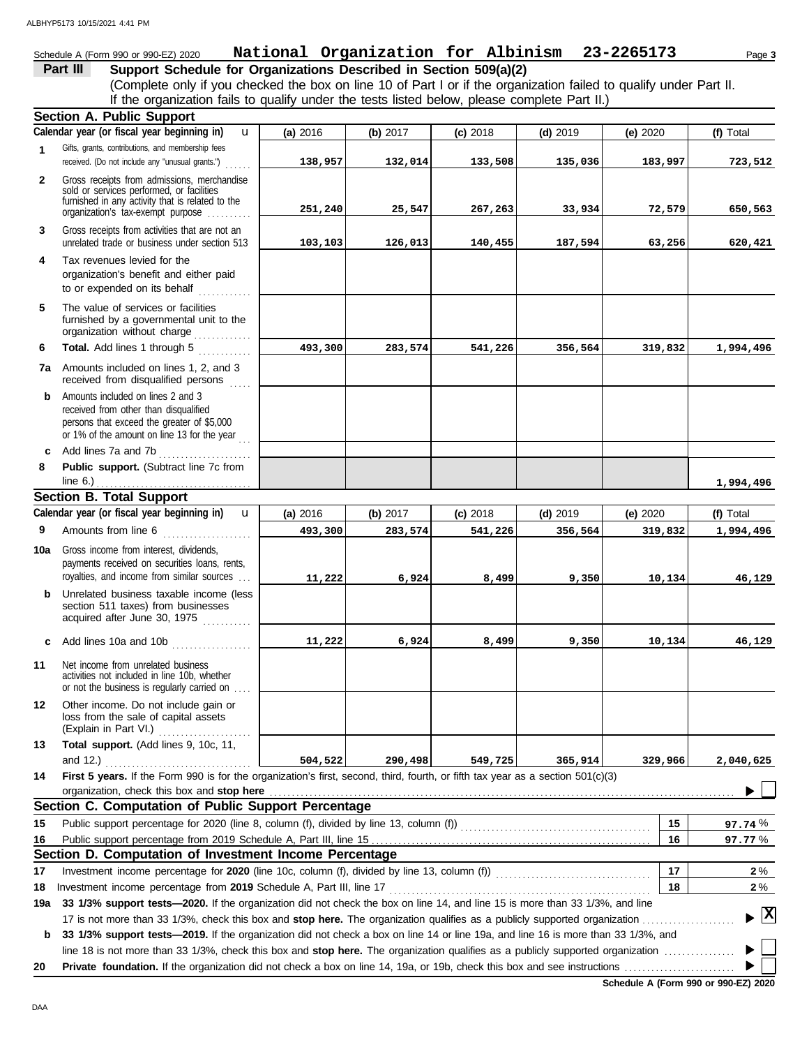Schedule A (Form 990 or 990-EZ) 2020 **National Organization for Albinism 23-2265173**

## Part III Support Schedule for Organizations Described in Section 509(a)(2)

(Complete only if you checked the box on line 10 of Part I or if the organization failed to qualify under Part II. If the organization fails to qualify under the tests listed below, please complete Part II.)

### Section A. Public Support

| Calendar year (or fiscal year beginning in) | (a) 2016 | (b) 2017 | (c) 2018 | (d) 2019 | (e) 2020 | (f) Total |
|---|---|---|---|---|---|---|
| **1** Gifts, grants, contributions, and membership fees received. (Do not include any "unusual grants.") | 138,957 | 132,014 | 133,508 | 135,036 | 183,997 | 723,512 |
| **2** Gross receipts from admissions, merchandise sold or services performed, or facilities furnished in any activity that is related to the organization's tax-exempt purpose | 251,240 | 25,547 | 267,263 | 33,934 | 72,579 | 650,563 |
| **3** Gross receipts from activities that are not an unrelated trade or business under section 513 | 103,103 | 126,013 | 140,455 | 187,594 | 63,256 | 620,421 |
| **4** Tax revenues levied for the organization's benefit and either paid to or expended on its behalf | | | | | | |
| **5** The value of services or facilities furnished by a governmental unit to the organization without charge | | | | | | |
| **6** **Total.** Add lines 1 through 5 | 493,300 | 283,574 | 541,226 | 356,564 | 319,832 | 1,994,496 |
| **7a** Amounts included on lines 1, 2, and 3 received from disqualified persons | | | | | | |
| **b** Amounts included on lines 2 and 3 received from other than disqualified persons that exceed the greater of $5,000 or 1% of the amount on line 13 for the year | | | | | | |
| **c** Add lines 7a and 7b | | | | | | |
| **8** **Public support.** (Subtract line 7c from line 6.) | | | | | | 1,994,496 |

### Section B. Total Support

| Calendar year (or fiscal year beginning in) | (a) 2016 | (b) 2017 | (c) 2018 | (d) 2019 | (e) 2020 | (f) Total |
|---|---|---|---|---|---|---|
| **9** Amounts from line 6 | 493,300 | 283,574 | 541,226 | 356,564 | 319,832 | 1,994,496 |
| **10a** Gross income from interest, dividends, payments received on securities loans, rents, royalties, and income from similar sources | 11,222 | 6,924 | 8,499 | 9,350 | 10,134 | 46,129 |
| **b** Unrelated business taxable income (less section 511 taxes) from businesses acquired after June 30, 1975 | | | | | | |
| **c** Add lines 10a and 10b | 11,222 | 6,924 | 8,499 | 9,350 | 10,134 | 46,129 |
| **11** Net income from unrelated business activities not included in line 10b, whether or not the business is regularly carried on | | | | | | |
| **12** Other income. Do not include gain or loss from the sale of capital assets (Explain in Part VI.) | | | | | | |
| **13** **Total support.** (Add lines 9, 10c, 11, and 12.) | 504,522 | 290,498 | 549,725 | 365,914 | 329,966 | 2,040,625 |

**14** **First 5 years.** If the Form 990 is for the organization's first, second, third, fourth, or fifth tax year as a section 501(c)(3) organization, check this box and **stop here** ☐

### Section C. Computation of Public Support Percentage

| | | | |
|---|---|---|---|
| **15** | Public support percentage for 2020 (line 8, column (f), divided by line 13, column (f)) | 15 | 97.74 % |
| **16** | Public support percentage from 2019 Schedule A, Part III, line 15 | 16 | 97.77 % |

### Section D. Computation of Investment Income Percentage

| | | | |
|---|---|---|---|
| **17** | Investment income percentage for **2020** (line 10c, column (f), divided by line 13, column (f)) | 17 | 2 % |
| **18** | Investment income percentage from **2019** Schedule A, Part III, line 17 | 18 | 2 % |

**19a** **33 1/3% support tests—2020.** If the organization did not check the box on line 14, and line 15 is more than 33 1/3%, and line 17 is not more than 33 1/3%, check this box and **stop here.** The organization qualifies as a publicly supported organization ☒

**b** **33 1/3% support tests—2019.** If the organization did not check a box on line 14 or line 19a, and line 16 is more than 33 1/3%, and line 18 is not more than 33 1/3%, check this box and **stop here.** The organization qualifies as a publicly supported organization ☐

**20** **Private foundation.** If the organization did not check a box on line 14, 19a, or 19b, check this box and see instructions ☐

**Schedule A (Form 990 or 990-EZ) 2020**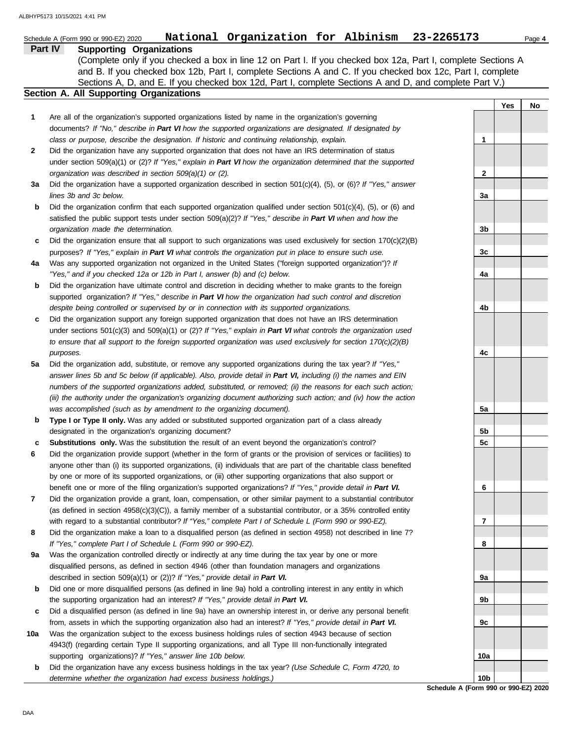Schedule A (Form 990 or 990-EZ) 2020 **National Organization for Albinism 23-2265173** Page **4**

## Part IV Supporting Organizations

(Complete only if you checked a box in line 12 on Part I. If you checked box 12a, Part I, complete Sections A and B. If you checked box 12b, Part I, complete Sections A and C. If you checked box 12c, Part I, complete Sections A, D, and E. If you checked box 12d, Part I, complete Sections A and D, and complete Part V.)

### Section A. All Supporting Organizations

| | | | Yes | No |
|---|---|---|---|---|
| **1** | Are all of the organization's supported organizations listed by name in the organization's governing documents? *If "No," describe in **Part VI** how the supported organizations are designated. If designated by class or purpose, describe the designation. If historic and continuing relationship, explain.* | **1** | | |
| **2** | Did the organization have any supported organization that does not have an IRS determination of status under section 509(a)(1) or (2)? *If "Yes," explain in **Part VI** how the organization determined that the supported organization was described in section 509(a)(1) or (2).* | **2** | | |
| **3a** | Did the organization have a supported organization described in section 501(c)(4), (5), or (6)? *If "Yes," answer lines 3b and 3c below.* | **3a** | | |
| **b** | Did the organization confirm that each supported organization qualified under section 501(c)(4), (5), or (6) and satisfied the public support tests under section 509(a)(2)? *If "Yes," describe in **Part VI** when and how the organization made the determination.* | **3b** | | |
| **c** | Did the organization ensure that all support to such organizations was used exclusively for section 170(c)(2)(B) purposes? *If "Yes," explain in **Part VI** what controls the organization put in place to ensure such use.* | **3c** | | |
| **4a** | Was any supported organization not organized in the United States ("foreign supported organization")? *If "Yes," and if you checked 12a or 12b in Part I, answer (b) and (c) below.* | **4a** | | |
| **b** | Did the organization have ultimate control and discretion in deciding whether to make grants to the foreign supported organization? *If "Yes," describe in **Part VI** how the organization had such control and discretion despite being controlled or supervised by or in connection with its supported organizations.* | **4b** | | |
| **c** | Did the organization support any foreign supported organization that does not have an IRS determination under sections 501(c)(3) and 509(a)(1) or (2)? *If "Yes," explain in **Part VI** what controls the organization used to ensure that all support to the foreign supported organization was used exclusively for section 170(c)(2)(B) purposes.* | **4c** | | |
| **5a** | Did the organization add, substitute, or remove any supported organizations during the tax year? *If "Yes," answer lines 5b and 5c below (if applicable). Also, provide detail in **Part VI,** including (i) the names and EIN numbers of the supported organizations added, substituted, or removed; (ii) the reasons for each such action; (iii) the authority under the organization's organizing document authorizing such action; and (iv) how the action was accomplished (such as by amendment to the organizing document).* | **5a** | | |
| **b** | **Type I or Type II only.** Was any added or substituted supported organization part of a class already designated in the organization's organizing document? | **5b** | | |
| **c** | **Substitutions only.** Was the substitution the result of an event beyond the organization's control? | **5c** | | |
| **6** | Did the organization provide support (whether in the form of grants or the provision of services or facilities) to anyone other than (i) its supported organizations, (ii) individuals that are part of the charitable class benefited by one or more of its supported organizations, or (iii) other supporting organizations that also support or benefit one or more of the filing organization's supported organizations? *If "Yes," provide detail in **Part VI.*** | **6** | | |
| **7** | Did the organization provide a grant, loan, compensation, or other similar payment to a substantial contributor (as defined in section 4958(c)(3)(C)), a family member of a substantial contributor, or a 35% controlled entity with regard to a substantial contributor? *If "Yes," complete Part I of Schedule L (Form 990 or 990-EZ).* | **7** | | |
| **8** | Did the organization make a loan to a disqualified person (as defined in section 4958) not described in line 7? *If "Yes," complete Part I of Schedule L (Form 990 or 990-EZ).* | **8** | | |
| **9a** | Was the organization controlled directly or indirectly at any time during the tax year by one or more disqualified persons, as defined in section 4946 (other than foundation managers and organizations described in section 509(a)(1) or (2))? *If "Yes," provide detail in **Part VI.*** | **9a** | | |
| **b** | Did one or more disqualified persons (as defined in line 9a) hold a controlling interest in any entity in which the supporting organization had an interest? *If "Yes," provide detail in **Part VI.*** | **9b** | | |
| **c** | Did a disqualified person (as defined in line 9a) have an ownership interest in, or derive any personal benefit from, assets in which the supporting organization also had an interest? *If "Yes," provide detail in **Part VI.*** | **9c** | | |
| **10a** | Was the organization subject to the excess business holdings rules of section 4943 because of section 4943(f) (regarding certain Type II supporting organizations, and all Type III non-functionally integrated supporting organizations)? *If "Yes," answer line 10b below.* | **10a** | | |
| **b** | Did the organization have any excess business holdings in the tax year? *(Use Schedule C, Form 4720, to determine whether the organization had excess business holdings.)* | **10b** | | |

**Schedule A (Form 990 or 990-EZ) 2020**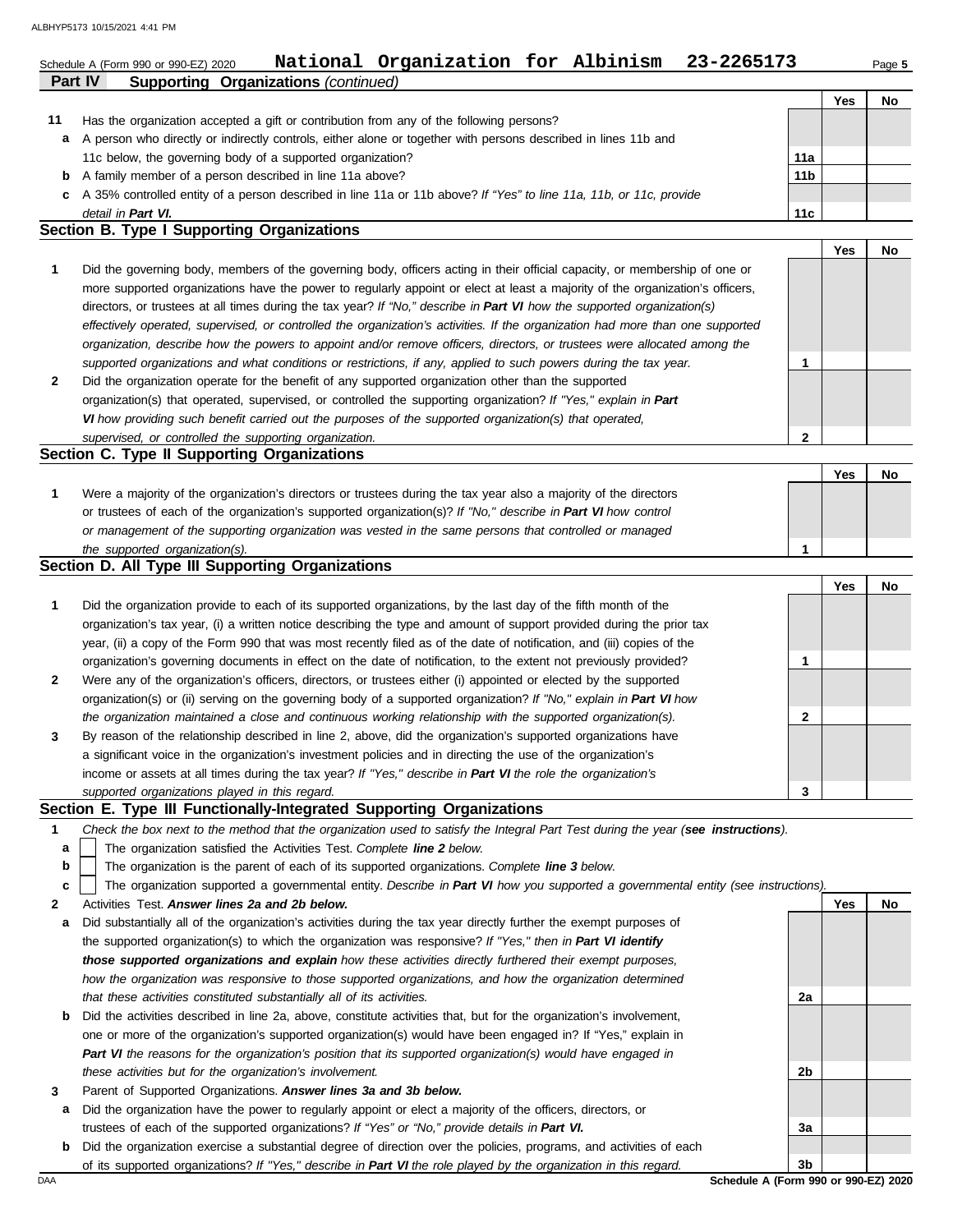Schedule A (Form 990 or 990-EZ) 2020 **National Organization for Albinism 23-2265173** Page **5**

**Part IV Supporting Organizations** *(continued)*

| | | | Yes | No |
|---|---|---|---|---|
| **11** | Has the organization accepted a gift or contribution from any of the following persons? | | | |
| **a** | A person who directly or indirectly controls, either alone or together with persons described in lines 11b and 11c below, the governing body of a supported organization? | **11a** | | |
| **b** | A family member of a person described in line 11a above? | **11b** | | |
| **c** | A 35% controlled entity of a person described in line 11a or 11b above? *If "Yes" to line 11a, 11b, or 11c, provide detail in* ***Part VI.*** | **11c** | | |

## Section B. Type I Supporting Organizations

| | | | Yes | No |
|---|---|---|---|---|
| **1** | Did the governing body, members of the governing body, officers acting in their official capacity, or membership of one or more supported organizations have the power to regularly appoint or elect at least a majority of the organization's officers, directors, or trustees at all times during the tax year? *If "No," describe in* ***Part VI*** *how the supported organization(s) effectively operated, supervised, or controlled the organization's activities. If the organization had more than one supported organization, describe how the powers to appoint and/or remove officers, directors, or trustees were allocated among the supported organizations and what conditions or restrictions, if any, applied to such powers during the tax year.* | **1** | | |
| **2** | Did the organization operate for the benefit of any supported organization other than the supported organization(s) that operated, supervised, or controlled the supporting organization? *If "Yes," explain in* ***Part VI*** *how providing such benefit carried out the purposes of the supported organization(s) that operated, supervised, or controlled the supporting organization.* | **2** | | |

## Section C. Type II Supporting Organizations

| | | | Yes | No |
|---|---|---|---|---|
| **1** | Were a majority of the organization's directors or trustees during the tax year also a majority of the directors or trustees of each of the organization's supported organization(s)? *If "No," describe in* ***Part VI*** *how control or management of the supporting organization was vested in the same persons that controlled or managed the supported organization(s).* | **1** | | |

## Section D. All Type III Supporting Organizations

| | | | Yes | No |
|---|---|---|---|---|
| **1** | Did the organization provide to each of its supported organizations, by the last day of the fifth month of the organization's tax year, (i) a written notice describing the type and amount of support provided during the prior tax year, (ii) a copy of the Form 990 that was most recently filed as of the date of notification, and (iii) copies of the organization's governing documents in effect on the date of notification, to the extent not previously provided? | **1** | | |
| **2** | Were any of the organization's officers, directors, or trustees either (i) appointed or elected by the supported organization(s) or (ii) serving on the governing body of a supported organization? *If "No," explain in* ***Part VI*** *how the organization maintained a close and continuous working relationship with the supported organization(s).* | **2** | | |
| **3** | By reason of the relationship described in line 2, above, did the organization's supported organizations have a significant voice in the organization's investment policies and in directing the use of the organization's income or assets at all times during the tax year? *If "Yes," describe in* ***Part VI*** *the role the organization's supported organizations played in this regard.* | **3** | | |

## Section E. Type III Functionally-Integrated Supporting Organizations

**1** *Check the box next to the method that the organization used to satisfy the Integral Part Test during the year (**see instructions**).*

- **a** ☐ The organization satisfied the Activities Test. *Complete **line 2** below.*
- **b** ☐ The organization is the parent of each of its supported organizations. *Complete **line 3** below.*
- **c** ☐ The organization supported a governmental entity. *Describe in **Part VI** how you supported a governmental entity (see instructions).*

| | | | Yes | No |
|---|---|---|---|---|
| **2** | Activities Test. ***Answer lines 2a and 2b below.*** | | | |
| **a** | Did substantially all of the organization's activities during the tax year directly further the exempt purposes of the supported organization(s) to which the organization was responsive? *If "Yes," then in* ***Part VI identify those supported organizations and explain*** *how these activities directly furthered their exempt purposes, how the organization was responsive to those supported organizations, and how the organization determined that these activities constituted substantially all of its activities.* | **2a** | | |
| **b** | Did the activities described in line 2a, above, constitute activities that, but for the organization's involvement, one or more of the organization's supported organization(s) would have been engaged in? If "Yes," explain in ***Part VI*** *the reasons for the organization's position that its supported organization(s) would have engaged in these activities but for the organization's involvement.* | **2b** | | |
| **3** | Parent of Supported Organizations. ***Answer lines 3a and 3b below.*** | | | |
| **a** | Did the organization have the power to regularly appoint or elect a majority of the officers, directors, or trustees of each of the supported organizations? *If "Yes" or "No," provide details in* ***Part VI.*** | **3a** | | |
| **b** | Did the organization exercise a substantial degree of direction over the policies, programs, and activities of each of its supported organizations? *If "Yes," describe in* ***Part VI*** *the role played by the organization in this regard.* | **3b** | | |

**Schedule A (Form 990 or 990-EZ) 2020**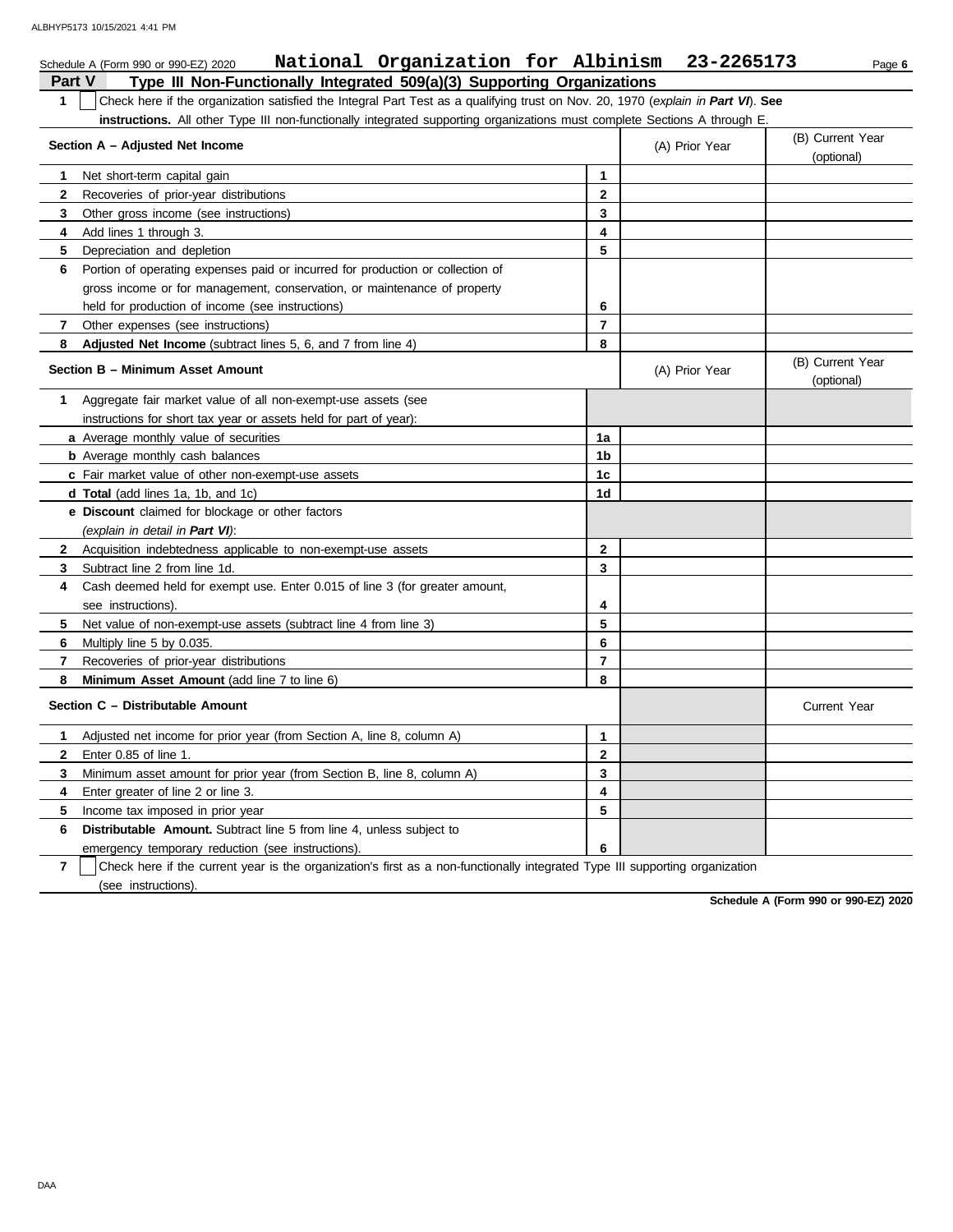Schedule A (Form 990 or 990-EZ) 2020 **National Organization for Albinism 23-2265173**

## Part V Type III Non-Functionally Integrated 509(a)(3) Supporting Organizations

**1** ☐ Check here if the organization satisfied the Integral Part Test as a qualifying trust on Nov. 20, 1970 (*explain in **Part VI***). **See instructions.** All other Type III non-functionally integrated supporting organizations must complete Sections A through E.

| Section A – Adjusted Net Income | | (A) Prior Year | (B) Current Year (optional) |
|---|---|---|---|
| **1** Net short-term capital gain | **1** | | |
| **2** Recoveries of prior-year distributions | **2** | | |
| **3** Other gross income (see instructions) | **3** | | |
| **4** Add lines 1 through 3. | **4** | | |
| **5** Depreciation and depletion | **5** | | |
| **6** Portion of operating expenses paid or incurred for production or collection of gross income or for management, conservation, or maintenance of property held for production of income (see instructions) | **6** | | |
| **7** Other expenses (see instructions) | **7** | | |
| **8** **Adjusted Net Income** (subtract lines 5, 6, and 7 from line 4) | **8** | | |

| Section B – Minimum Asset Amount | | (A) Prior Year | (B) Current Year (optional) |
|---|---|---|---|
| **1** Aggregate fair market value of all non-exempt-use assets (see instructions for short tax year or assets held for part of year): | | | |
| **a** Average monthly value of securities | **1a** | | |
| **b** Average monthly cash balances | **1b** | | |
| **c** Fair market value of other non-exempt-use assets | **1c** | | |
| **d** **Total** (add lines 1a, 1b, and 1c) | **1d** | | |
| **e** **Discount** claimed for blockage or other factors (*explain in detail in **Part VI***): | | | |
| **2** Acquisition indebtedness applicable to non-exempt-use assets | **2** | | |
| **3** Subtract line 2 from line 1d. | **3** | | |
| **4** Cash deemed held for exempt use. Enter 0.015 of line 3 (for greater amount, see instructions). | **4** | | |
| **5** Net value of non-exempt-use assets (subtract line 4 from line 3) | **5** | | |
| **6** Multiply line 5 by 0.035. | **6** | | |
| **7** Recoveries of prior-year distributions | **7** | | |
| **8** **Minimum Asset Amount** (add line 7 to line 6) | **8** | | |

| Section C – Distributable Amount | | | Current Year |
|---|---|---|---|
| **1** Adjusted net income for prior year (from Section A, line 8, column A) | **1** | | |
| **2** Enter 0.85 of line 1. | **2** | | |
| **3** Minimum asset amount for prior year (from Section B, line 8, column A) | **3** | | |
| **4** Enter greater of line 2 or line 3. | **4** | | |
| **5** Income tax imposed in prior year | **5** | | |
| **6** **Distributable Amount.** Subtract line 5 from line 4, unless subject to emergency temporary reduction (see instructions). | **6** | | |

**7** ☐ Check here if the current year is the organization's first as a non-functionally integrated Type III supporting organization (see instructions).

**Schedule A (Form 990 or 990-EZ) 2020**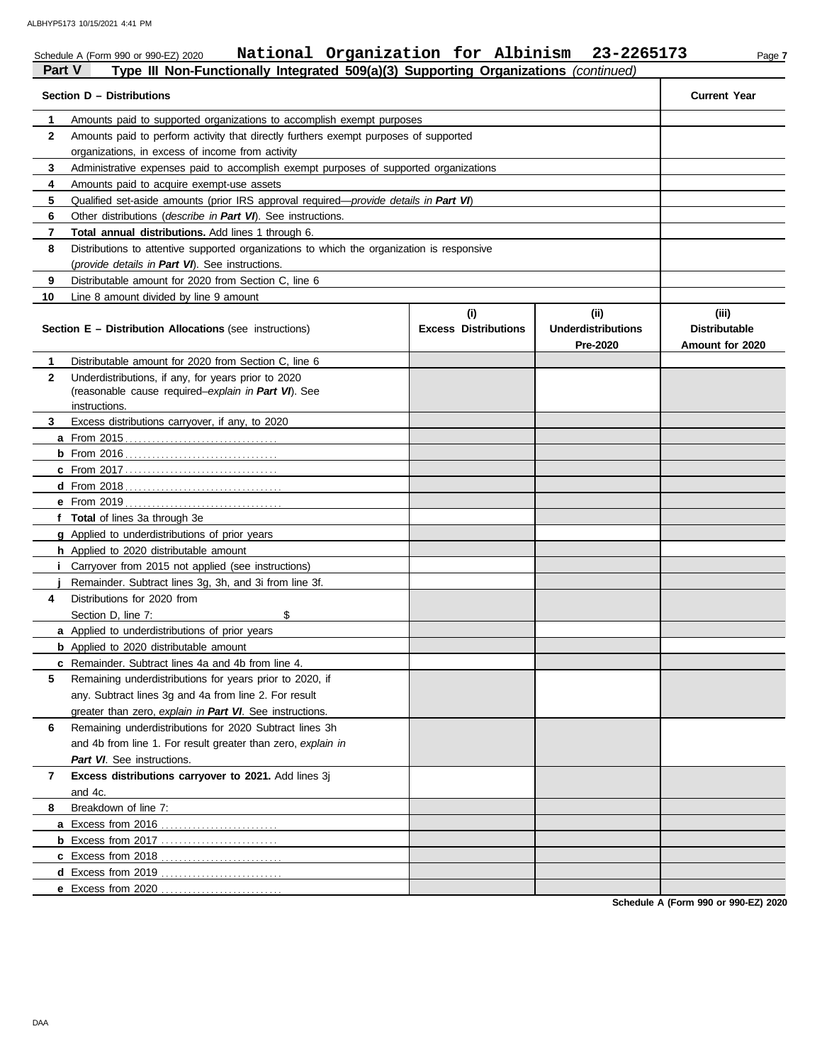Schedule A (Form 990 or 990-EZ) 2020 **National Organization for Albinism 23-2265173**

## Part V Type III Non-Functionally Integrated 509(a)(3) Supporting Organizations *(continued)*

| | Section D – Distributions | Current Year |
|---|---|---|
| 1 | Amounts paid to supported organizations to accomplish exempt purposes | |
| 2 | Amounts paid to perform activity that directly furthers exempt purposes of supported organizations, in excess of income from activity | |
| 3 | Administrative expenses paid to accomplish exempt purposes of supported organizations | |
| 4 | Amounts paid to acquire exempt-use assets | |
| 5 | Qualified set-aside amounts (prior IRS approval required—*provide details in **Part VI***) | |
| 6 | Other distributions (*describe in **Part VI***). See instructions. | |
| 7 | **Total annual distributions.** Add lines 1 through 6. | |
| 8 | Distributions to attentive supported organizations to which the organization is responsive (*provide details in **Part VI***). See instructions. | |
| 9 | Distributable amount for 2020 from Section C, line 6 | |
| 10 | Line 8 amount divided by line 9 amount | |

| | Section E – Distribution Allocations (see instructions) | (i) Excess Distributions | (ii) Underdistributions Pre-2020 | (iii) Distributable Amount for 2020 |
|---|---|---|---|---|
| 1 | Distributable amount for 2020 from Section C, line 6 | | | |
| 2 | Underdistributions, if any, for years prior to 2020 (reasonable cause required–*explain in **Part VI***). See instructions. | | | |
| 3 | Excess distributions carryover, if any, to 2020 | | | |
| a | From 2015 | | | |
| b | From 2016 | | | |
| c | From 2017 | | | |
| d | From 2018 | | | |
| e | From 2019 | | | |
| f | **Total** of lines 3a through 3e | | | |
| g | Applied to underdistributions of prior years | | | |
| h | Applied to 2020 distributable amount | | | |
| i | Carryover from 2015 not applied (see instructions) | | | |
| j | Remainder. Subtract lines 3g, 3h, and 3i from line 3f. | | | |
| 4 | Distributions for 2020 from Section D, line 7: $ | | | |
| a | Applied to underdistributions of prior years | | | |
| b | Applied to 2020 distributable amount | | | |
| c | Remainder. Subtract lines 4a and 4b from line 4. | | | |
| 5 | Remaining underdistributions for years prior to 2020, if any. Subtract lines 3g and 4a from line 2. For result greater than zero, *explain in **Part VI***. See instructions. | | | |
| 6 | Remaining underdistributions for 2020 Subtract lines 3h and 4b from line 1. For result greater than zero, *explain in **Part VI***. See instructions. | | | |
| 7 | **Excess distributions carryover to 2021.** Add lines 3j and 4c. | | | |
| 8 | Breakdown of line 7: | | | |
| a | Excess from 2016 | | | |
| b | Excess from 2017 | | | |
| c | Excess from 2018 | | | |
| d | Excess from 2019 | | | |
| e | Excess from 2020 | | | |

**Schedule A (Form 990 or 990-EZ) 2020**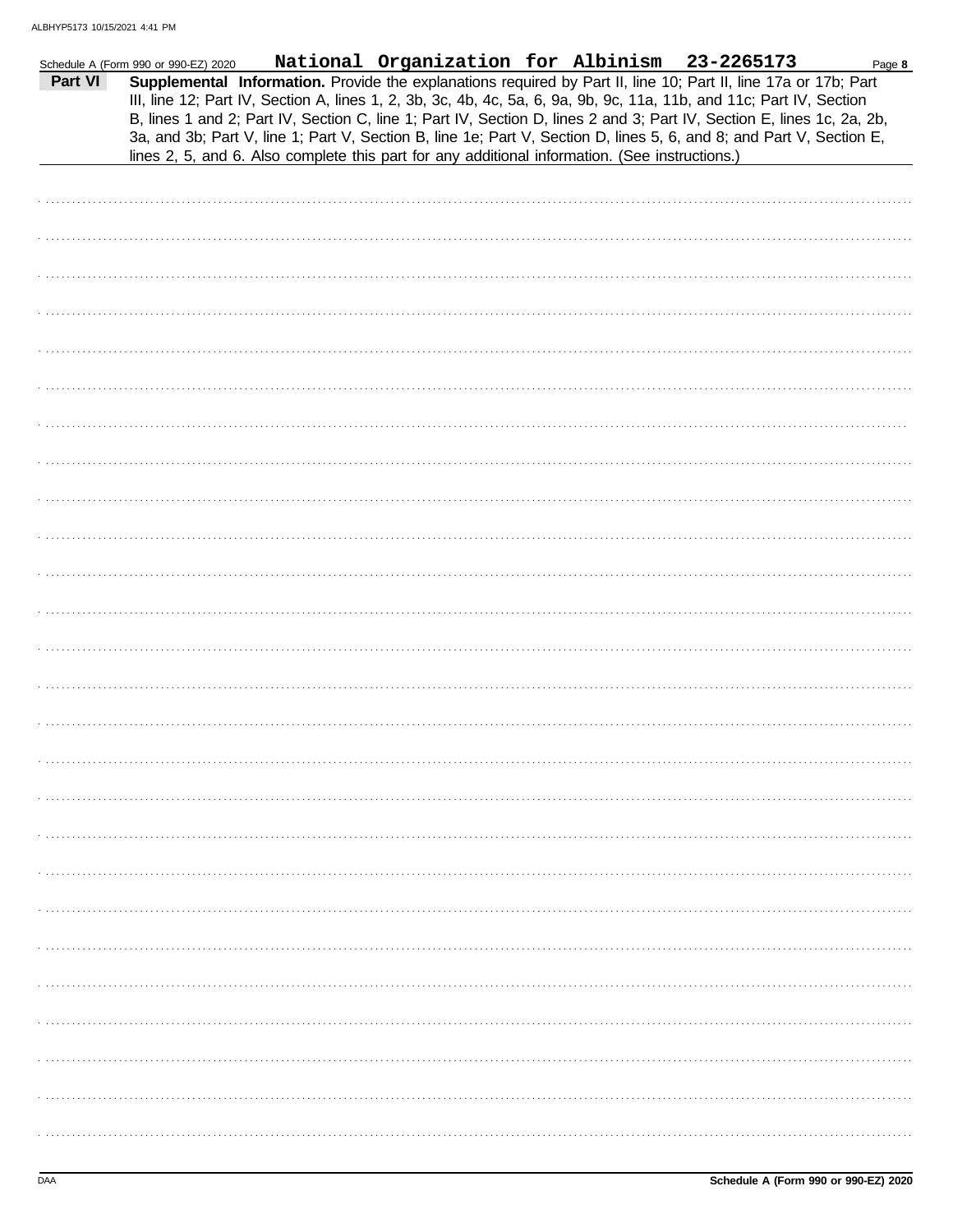Schedule A (Form 990 or 990-EZ) 2020 **National Organization for Albinism 23-2265173** Page **8**

**Part VI** **Supplemental Information.** Provide the explanations required by Part II, line 10; Part II, line 17a or 17b; Part III, line 12; Part IV, Section A, lines 1, 2, 3b, 3c, 4b, 4c, 5a, 6, 9a, 9b, 9c, 11a, 11b, and 11c; Part IV, Section B, lines 1 and 2; Part IV, Section C, line 1; Part IV, Section D, lines 2 and 3; Part IV, Section E, lines 1c, 2a, 2b, 3a, and 3b; Part V, line 1; Part V, Section B, line 1e; Part V, Section D, lines 5, 6, and 8; and Part V, Section E, lines 2, 5, and 6. Also complete this part for any additional information. (See instructions.)

Schedule A (Form 990 or 990-EZ) 2020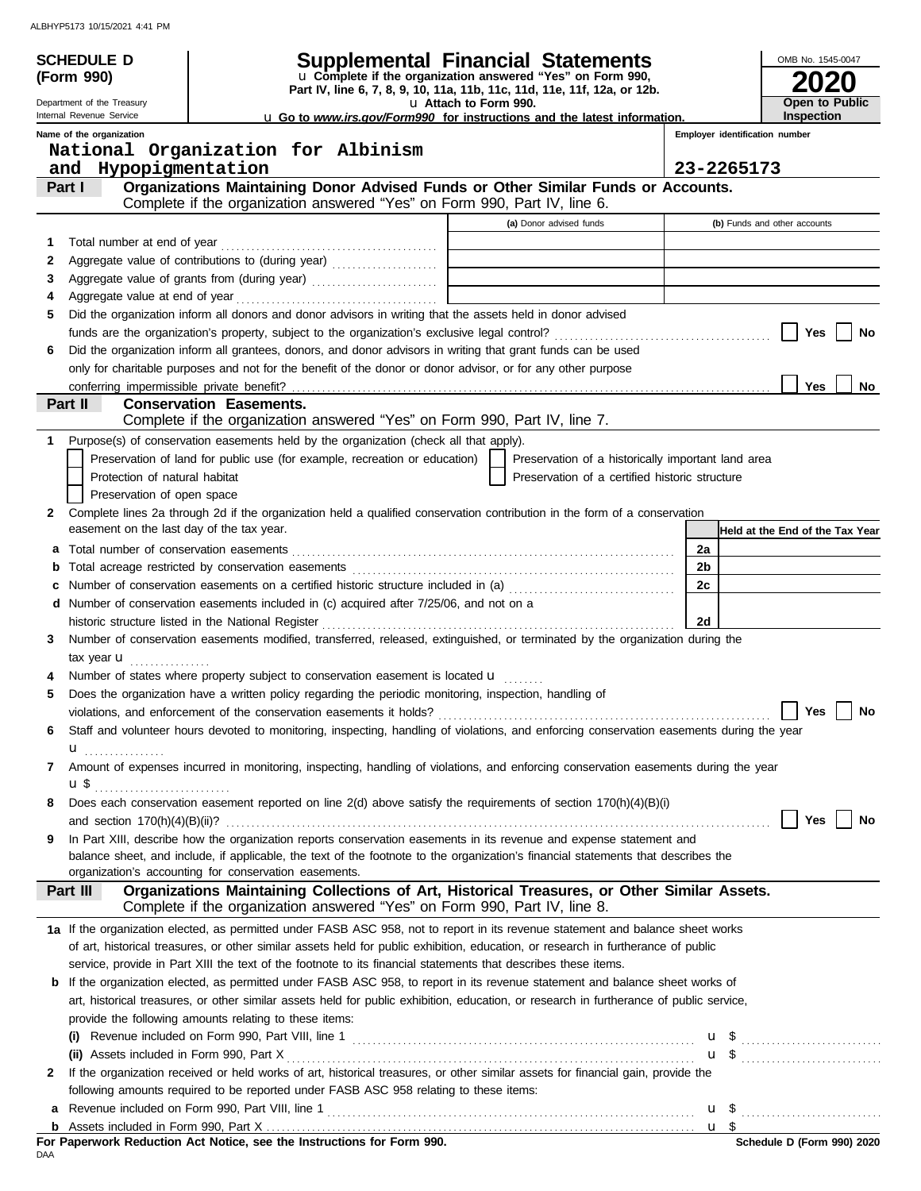**SCHEDULE D (Form 990)**

Department of the Treasury
Internal Revenue Service

# Supplemental Financial Statements

u Complete if the organization answered "Yes" on Form 990, Part IV, line 6, 7, 8, 9, 10, 11a, 11b, 11c, 11d, 11e, 11f, 12a, or 12b.

u Attach to Form 990.

u Go to *www.irs.gov/Form990* for instructions and the latest information.

OMB No. 1545-0047

**2020**

**Open to Public Inspection**

**Name of the organization**
National Organization for Albinism and Hypopigmentation

**Employer identification number**
23-2265173

## Part I — Organizations Maintaining Donor Advised Funds or Other Similar Funds or Accounts.
Complete if the organization answered "Yes" on Form 990, Part IV, line 6.

| | | (a) Donor advised funds | (b) Funds and other accounts |
|---|---|---|---|
| 1 | Total number at end of year | | |
| 2 | Aggregate value of contributions to (during year) | | |
| 3 | Aggregate value of grants from (during year) | | |
| 4 | Aggregate value at end of year | | |

5 Did the organization inform all donors and donor advisors in writing that the assets held in donor advised funds are the organization's property, subject to the organization's exclusive legal control? ☐ Yes ☐ No

6 Did the organization inform all grantees, donors, and donor advisors in writing that grant funds can be used only for charitable purposes and not for the benefit of the donor or donor advisor, or for any other purpose conferring impermissible private benefit? ☐ Yes ☐ No

## Part II — Conservation Easements.
Complete if the organization answered "Yes" on Form 990, Part IV, line 7.

1 Purpose(s) of conservation easements held by the organization (check all that apply).

- ☐ Preservation of land for public use (for example, recreation or education)
- ☐ Preservation of a historically important land area
- ☐ Protection of natural habitat
- ☐ Preservation of a certified historic structure
- ☐ Preservation of open space

2 Complete lines 2a through 2d if the organization held a qualified conservation contribution in the form of a conservation easement on the last day of the tax year.

| | | | Held at the End of the Tax Year |
|---|---|---|---|
| a | Total number of conservation easements | 2a | |
| b | Total acreage restricted by conservation easements | 2b | |
| c | Number of conservation easements on a certified historic structure included in (a) | 2c | |
| d | Number of conservation easements included in (c) acquired after 7/25/06, and not on a historic structure listed in the National Register | 2d | |

3 Number of conservation easements modified, transferred, released, extinguished, or terminated by the organization during the tax year u

4 Number of states where property subject to conservation easement is located u

5 Does the organization have a written policy regarding the periodic monitoring, inspection, handling of violations, and enforcement of the conservation easements it holds? ☐ Yes ☐ No

6 Staff and volunteer hours devoted to monitoring, inspecting, handling of violations, and enforcing conservation easements during the year u

7 Amount of expenses incurred in monitoring, inspecting, handling of violations, and enforcing conservation easements during the year u $

8 Does each conservation easement reported on line 2(d) above satisfy the requirements of section 170(h)(4)(B)(i) and section 170(h)(4)(B)(ii)? ☐ Yes ☐ No

9 In Part XIII, describe how the organization reports conservation easements in its revenue and expense statement and balance sheet, and include, if applicable, the text of the footnote to the organization's financial statements that describes the organization's accounting for conservation easements.

## Part III — Organizations Maintaining Collections of Art, Historical Treasures, or Other Similar Assets.
Complete if the organization answered "Yes" on Form 990, Part IV, line 8.

1a If the organization elected, as permitted under FASB ASC 958, not to report in its revenue statement and balance sheet works of art, historical treasures, or other similar assets held for public exhibition, education, or research in furtherance of public service, provide in Part XIII the text of the footnote to its financial statements that describes these items.

b If the organization elected, as permitted under FASB ASC 958, to report in its revenue statement and balance sheet works of art, historical treasures, or other similar assets held for public exhibition, education, or research in furtherance of public service, provide the following amounts relating to these items:

(i) Revenue included on Form 990, Part VIII, line 1 u $

(ii) Assets included in Form 990, Part X u $

2 If the organization received or held works of art, historical treasures, or other similar assets for financial gain, provide the following amounts required to be reported under FASB ASC 958 relating to these items:

a Revenue included on Form 990, Part VIII, line 1 u $

b Assets included in Form 990, Part X u $

**For Paperwork Reduction Act Notice, see the Instructions for Form 990.**

DAA

**Schedule D (Form 990) 2020**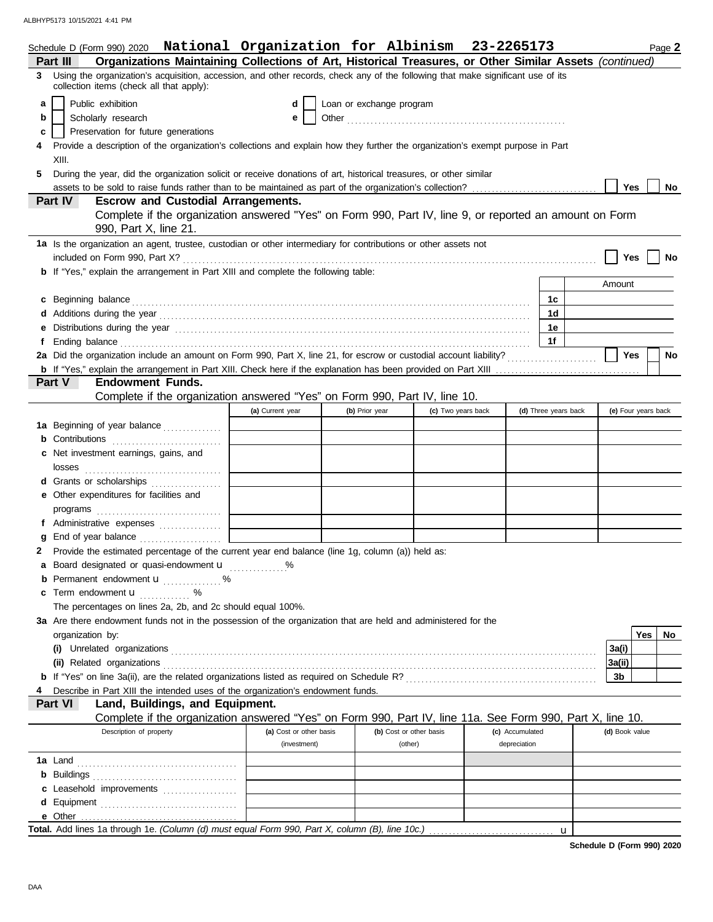Schedule D (Form 990) 2020 **National Organization for Albinism 23-2265173** Page **2**

## Part III — Organizations Maintaining Collections of Art, Historical Treasures, or Other Similar Assets *(continued)*

**3** Using the organization's acquisition, accession, and other records, check any of the following that make significant use of its collection items (check all that apply):

- **a** ☐ Public exhibition
- **b** ☐ Scholarly research
- **c** ☐ Preservation for future generations
- **d** ☐ Loan or exchange program
- **e** ☐ Other

**4** Provide a description of the organization's collections and explain how they further the organization's exempt purpose in Part XIII.

**5** During the year, did the organization solicit or receive donations of art, historical treasures, or other similar assets to be sold to raise funds rather than to be maintained as part of the organization's collection? ☐ Yes ☐ No

## Part IV — Escrow and Custodial Arrangements.

Complete if the organization answered "Yes" on Form 990, Part IV, line 9, or reported an amount on Form 990, Part X, line 21.

**1a** Is the organization an agent, trustee, custodian or other intermediary for contributions or other assets not included on Form 990, Part X? ☐ Yes ☐ No

**b** If "Yes," explain the arrangement in Part XIII and complete the following table:

| | | Amount |
|---|---|---|
| **c** Beginning balance | 1c | |
| **d** Additions during the year | 1d | |
| **e** Distributions during the year | 1e | |
| **f** Ending balance | 1f | |

**2a** Did the organization include an amount on Form 990, Part X, line 21, for escrow or custodial account liability? ☐ Yes ☐ No

**b** If "Yes," explain the arrangement in Part XIII. Check here if the explanation has been provided on Part XIII ☐

## Part V — Endowment Funds.

Complete if the organization answered "Yes" on Form 990, Part IV, line 10.

| | (a) Current year | (b) Prior year | (c) Two years back | (d) Three years back | (e) Four years back |
|---|---|---|---|---|---|
| **1a** Beginning of year balance | | | | | |
| **b** Contributions | | | | | |
| **c** Net investment earnings, gains, and losses | | | | | |
| **d** Grants or scholarships | | | | | |
| **e** Other expenditures for facilities and programs | | | | | |
| **f** Administrative expenses | | | | | |
| **g** End of year balance | | | | | |

**2** Provide the estimated percentage of the current year end balance (line 1g, column (a)) held as:

- **a** Board designated or quasi-endowment u ______ %
- **b** Permanent endowment u ______ %
- **c** Term endowment u ______ %

The percentages on lines 2a, 2b, and 2c should equal 100%.

**3a** Are there endowment funds not in the possession of the organization that are held and administered for the organization by:

| | | Yes | No |
|---|---|---|---|
| **(i)** Unrelated organizations | 3a(i) | | |
| **(ii)** Related organizations | 3a(ii) | | |
| **b** If "Yes" on line 3a(ii), are the related organizations listed as required on Schedule R? | 3b | | |

**4** Describe in Part XIII the intended uses of the organization's endowment funds.

## Part VI — Land, Buildings, and Equipment.

Complete if the organization answered "Yes" on Form 990, Part IV, line 11a. See Form 990, Part X, line 10.

| Description of property | (a) Cost or other basis (investment) | (b) Cost or other basis (other) | (c) Accumulated depreciation | (d) Book value |
|---|---|---|---|---|
| **1a** Land | | | | |
| **b** Buildings | | | | |
| **c** Leasehold improvements | | | | |
| **d** Equipment | | | | |
| **e** Other | | | | |

**Total.** Add lines 1a through 1e. *(Column (d) must equal Form 990, Part X, column (B), line 10c.)* u

**Schedule D (Form 990) 2020**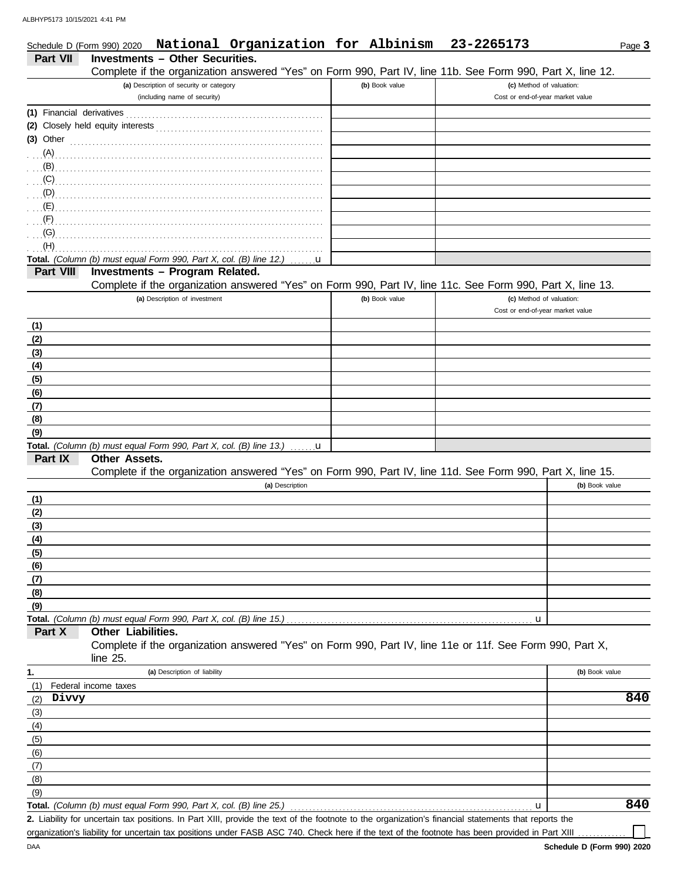Schedule D (Form 990) 2020 **National Organization for Albinism 23-2265173**

## Part VII Investments – Other Securities.

Complete if the organization answered "Yes" on Form 990, Part IV, line 11b. See Form 990, Part X, line 12.

| (a) Description of security or category (including name of security) | (b) Book value | (c) Method of valuation: Cost or end-of-year market value |
|---|---|---|
| (1) Financial derivatives | | |
| (2) Closely held equity interests | | |
| (3) Other | | |
| (A) | | |
| (B) | | |
| (C) | | |
| (D) | | |
| (E) | | |
| (F) | | |
| (G) | | |
| (H) | | |
| **Total.** *(Column (b) must equal Form 990, Part X, col. (B) line 12.)* u | | |

## Part VIII Investments – Program Related.

Complete if the organization answered "Yes" on Form 990, Part IV, line 11c. See Form 990, Part X, line 13.

| (a) Description of investment | (b) Book value | (c) Method of valuation: Cost or end-of-year market value |
|---|---|---|
| (1) | | |
| (2) | | |
| (3) | | |
| (4) | | |
| (5) | | |
| (6) | | |
| (7) | | |
| (8) | | |
| (9) | | |
| **Total.** *(Column (b) must equal Form 990, Part X, col. (B) line 13.)* u | | |

## Part IX Other Assets.

Complete if the organization answered "Yes" on Form 990, Part IV, line 11d. See Form 990, Part X, line 15.

| (a) Description | (b) Book value |
|---|---|
| (1) | |
| (2) | |
| (3) | |
| (4) | |
| (5) | |
| (6) | |
| (7) | |
| (8) | |
| (9) | |
| **Total.** *(Column (b) must equal Form 990, Part X, col. (B) line 15.)* u | |

## Part X Other Liabilities.

Complete if the organization answered "Yes" on Form 990, Part IV, line 11e or 11f. See Form 990, Part X, line 25.

| 1. (a) Description of liability | (b) Book value |
|---|---|
| (1) Federal income taxes | |
| (2) Divvy | 840 |
| (3) | |
| (4) | |
| (5) | |
| (6) | |
| (7) | |
| (8) | |
| (9) | |
| **Total.** *(Column (b) must equal Form 990, Part X, col. (B) line 25.)* u | 840 |

**2.** Liability for uncertain tax positions. In Part XIII, provide the text of the footnote to the organization's financial statements that reports the organization's liability for uncertain tax positions under FASB ASC 740. Check here if the text of the footnote has been provided in Part XIII ☐

DAA **Schedule D (Form 990) 2020**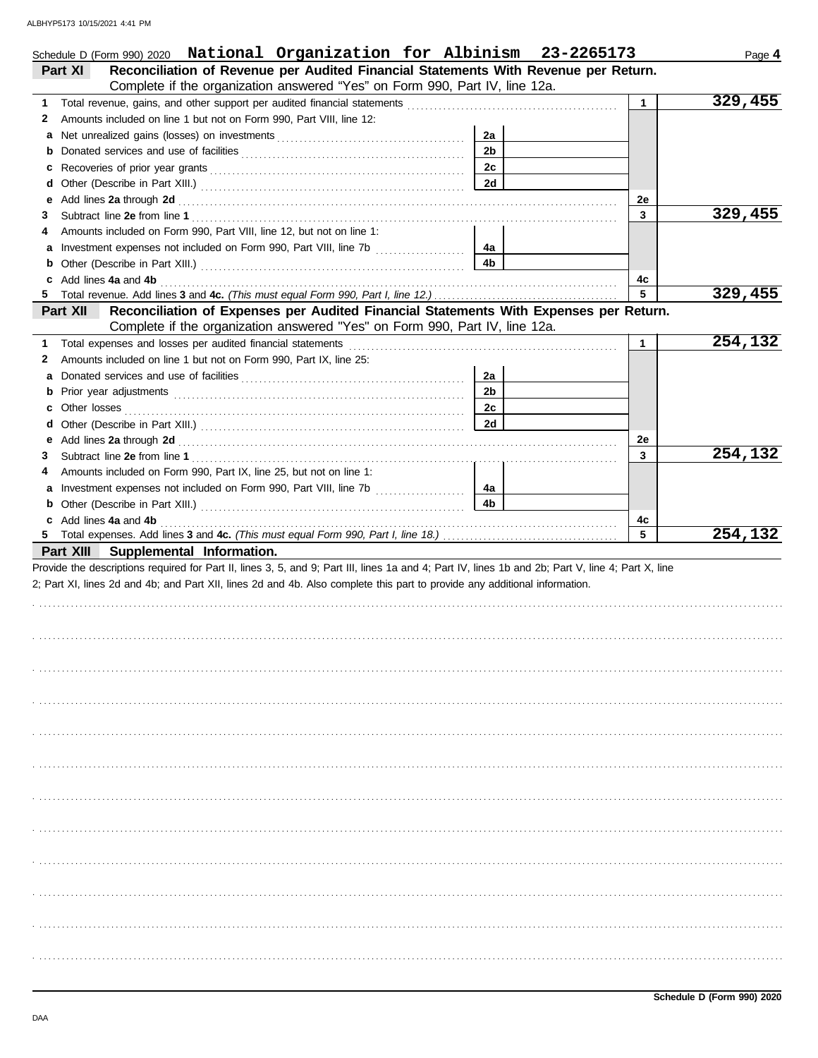Schedule D (Form 990) 2020 **National Organization for Albinism 23-2265173**

## Part XI Reconciliation of Revenue per Audited Financial Statements With Revenue per Return.

Complete if the organization answered "Yes" on Form 990, Part IV, line 12a.

| | | | | | |
|---|---|---|---|---|---|
| **1** | Total revenue, gains, and other support per audited financial statements | | | 1 | 329,455 |
| **2** | Amounts included on line 1 but not on Form 990, Part VIII, line 12: | | | | |
| **a** | Net unrealized gains (losses) on investments | 2a | | | |
| **b** | Donated services and use of facilities | 2b | | | |
| **c** | Recoveries of prior year grants | 2c | | | |
| **d** | Other (Describe in Part XIII.) | 2d | | | |
| **e** | Add lines **2a** through **2d** | | | 2e | |
| **3** | Subtract line **2e** from line **1** | | | 3 | 329,455 |
| **4** | Amounts included on Form 990, Part VIII, line 12, but not on line 1: | | | | |
| **a** | Investment expenses not included on Form 990, Part VIII, line 7b | 4a | | | |
| **b** | Other (Describe in Part XIII.) | 4b | | | |
| **c** | Add lines **4a** and **4b** | | | 4c | |
| **5** | Total revenue. Add lines **3** and **4c.** *(This must equal Form 990, Part I, line 12.)* | | | 5 | 329,455 |

## Part XII Reconciliation of Expenses per Audited Financial Statements With Expenses per Return.

Complete if the organization answered "Yes" on Form 990, Part IV, line 12a.

| | | | | | |
|---|---|---|---|---|---|
| **1** | Total expenses and losses per audited financial statements | | | 1 | 254,132 |
| **2** | Amounts included on line 1 but not on Form 990, Part IX, line 25: | | | | |
| **a** | Donated services and use of facilities | 2a | | | |
| **b** | Prior year adjustments | 2b | | | |
| **c** | Other losses | 2c | | | |
| **d** | Other (Describe in Part XIII.) | 2d | | | |
| **e** | Add lines **2a** through **2d** | | | 2e | |
| **3** | Subtract line **2e** from line **1** | | | 3 | 254,132 |
| **4** | Amounts included on Form 990, Part IX, line 25, but not on line 1: | | | | |
| **a** | Investment expenses not included on Form 990, Part VIII, line 7b | 4a | | | |
| **b** | Other (Describe in Part XIII.) | 4b | | | |
| **c** | Add lines **4a** and **4b** | | | 4c | |
| **5** | Total expenses. Add lines **3** and **4c.** *(This must equal Form 990, Part I, line 18.)* | | | 5 | 254,132 |

## Part XIII Supplemental Information.

Provide the descriptions required for Part II, lines 3, 5, and 9; Part III, lines 1a and 4; Part IV, lines 1b and 2b; Part V, line 4; Part X, line 2; Part XI, lines 2d and 4b; and Part XII, lines 2d and 4b. Also complete this part to provide any additional information.

**Schedule D (Form 990) 2020**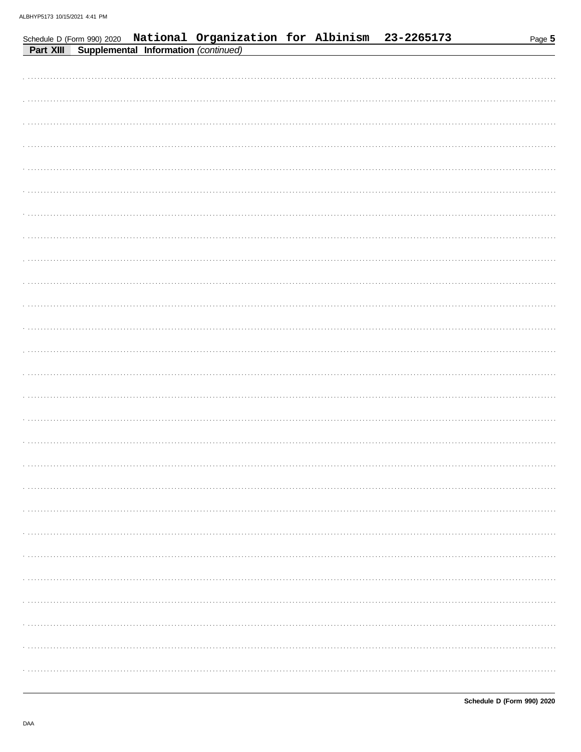Schedule D (Form 990) 2020 National Organization for Albinism 23-2265173

**Part XIII** **Supplemental Information** *(continued)*

**Schedule D (Form 990) 2020**

DAA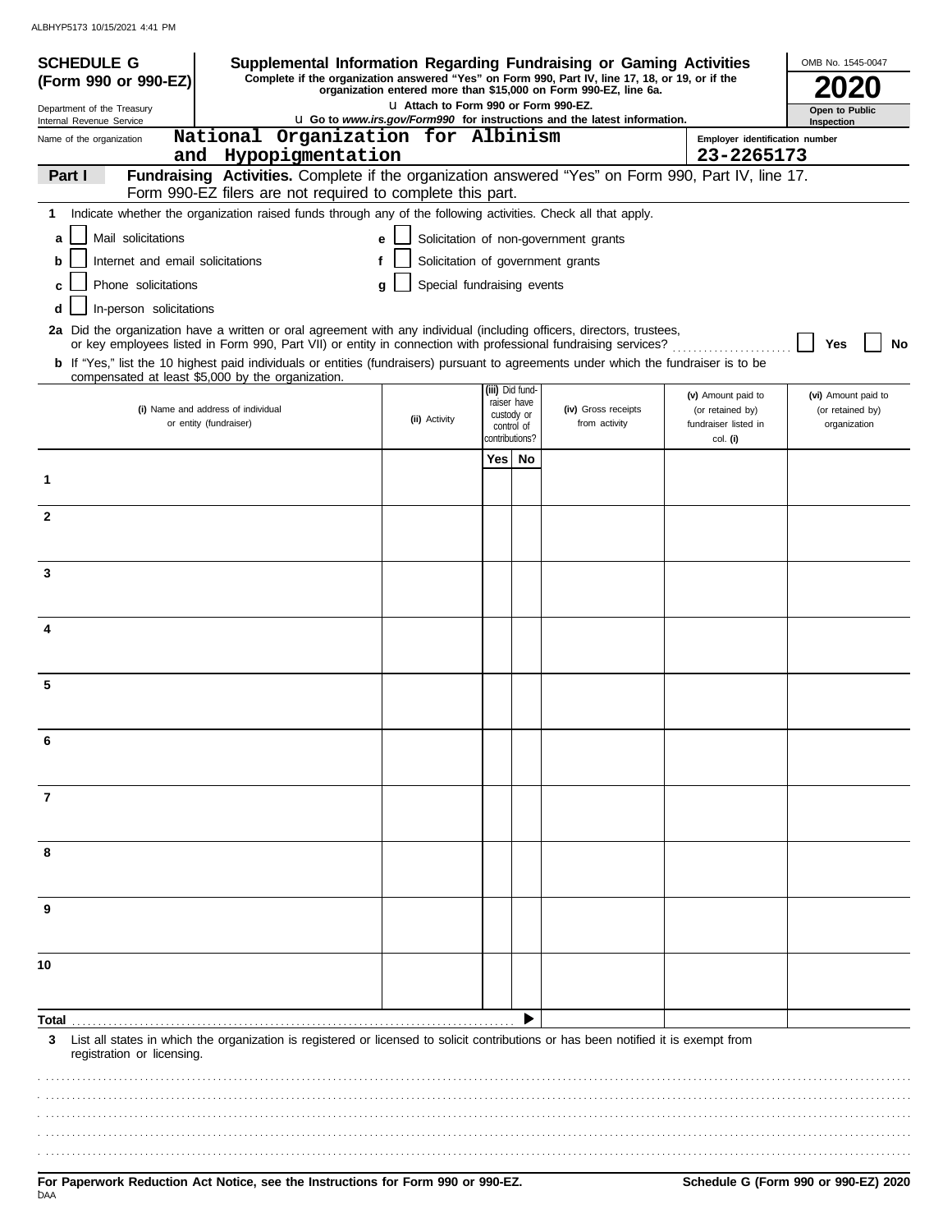ALBHYP5173 10/15/2021 4:41 PM

**SCHEDULE G (Form 990 or 990-EZ)**

Department of the Treasury
Internal Revenue Service

# Supplemental Information Regarding Fundraising or Gaming Activities

**Complete if the organization answered "Yes" on Form 990, Part IV, line 17, 18, or 19, or if the organization entered more than $15,000 on Form 990-EZ, line 6a.**

u Attach to Form 990 or Form 990-EZ.

u Go to *www.irs.gov/Form990* for instructions and the latest information.

OMB No. 1545-0047

**2020**

**Open to Public Inspection**

Name of the organization: National Organization for Albinism and Hypopigmentation

Employer identification number: 23-2265173

**Part I** **Fundraising Activities.** Complete if the organization answered "Yes" on Form 990, Part IV, line 17. Form 990-EZ filers are not required to complete this part.

**1** Indicate whether the organization raised funds through any of the following activities. Check all that apply.

- **a** ☐ Mail solicitations
- **b** ☐ Internet and email solicitations
- **c** ☐ Phone solicitations
- **d** ☐ In-person solicitations
- **e** ☐ Solicitation of non-government grants
- **f** ☐ Solicitation of government grants
- **g** ☐ Special fundraising events

**2a** Did the organization have a written or oral agreement with any individual (including officers, directors, trustees, or key employees listed in Form 990, Part VII) or entity in connection with professional fundraising services? ☐ **Yes** ☐ **No**

**b** If "Yes," list the 10 highest paid individuals or entities (fundraisers) pursuant to agreements under which the fundraiser is to be compensated at least $5,000 by the organization.

| | (i) Name and address of individual or entity (fundraiser) | (ii) Activity | (iii) Did fund-raiser have custody or control of contributions? | | (iv) Gross receipts from activity | (v) Amount paid to (or retained by) fundraiser listed in col. (i) | (vi) Amount paid to (or retained by) organization |
|---|---|---|---|---|---|---|---|
| | | | Yes | No | | | |
| 1 | | | | | | | |
| 2 | | | | | | | |
| 3 | | | | | | | |
| 4 | | | | | | | |
| 5 | | | | | | | |
| 6 | | | | | | | |
| 7 | | | | | | | |
| 8 | | | | | | | |
| 9 | | | | | | | |
| 10 | | | | | | | |
| **Total** | | | | ▶ | | | |

**3** List all states in which the organization is registered or licensed to solicit contributions or has been notified it is exempt from registration or licensing.

**For Paperwork Reduction Act Notice, see the Instructions for Form 990 or 990-EZ.**

**Schedule G (Form 990 or 990-EZ) 2020**

DAA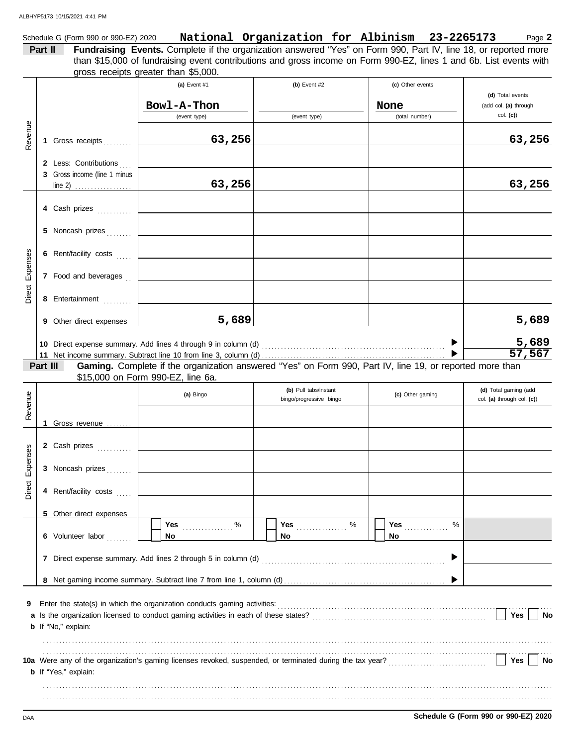Schedule G (Form 990 or 990-EZ) 2020 **National Organization for Albinism 23-2265173** Page **2**

**Part II Fundraising Events.** Complete if the organization answered "Yes" on Form 990, Part IV, line 18, or reported more than $15,000 of fundraising event contributions and gross income on Form 990-EZ, lines 1 and 6b. List events with gross receipts greater than $5,000.

| | | (a) Event #1 | (b) Event #2 | (c) Other events | (d) Total events (add col. (a) through col. (c)) |
|---|---|---|---|---|---|
| | | Bowl-A-Thon (event type) | (event type) | None (total number) | |
| Revenue | 1 Gross receipts | 63,256 | | | 63,256 |
| | 2 Less: Contributions | | | | |
| | 3 Gross income (line 1 minus line 2) | 63,256 | | | 63,256 |
| Direct Expenses | 4 Cash prizes | | | | |
| | 5 Noncash prizes | | | | |
| | 6 Rent/facility costs | | | | |
| | 7 Food and beverages | | | | |
| | 8 Entertainment | | | | |
| | 9 Other direct expenses | 5,689 | | | 5,689 |
| | 10 Direct expense summary. Add lines 4 through 9 in column (d) | | | | 5,689 |
| | 11 Net income summary. Subtract line 10 from line 3, column (d) | | | | 57,567 |

**Part III Gaming.** Complete if the organization answered "Yes" on Form 990, Part IV, line 19, or reported more than $15,000 on Form 990-EZ, line 6a.

| | | (a) Bingo | (b) Pull tabs/instant bingo/progressive bingo | (c) Other gaming | (d) Total gaming (add col. (a) through col. (c)) |
|---|---|---|---|---|---|
| Revenue | 1 Gross revenue | | | | |
| Direct Expenses | 2 Cash prizes | | | | |
| | 3 Noncash prizes | | | | |
| | 4 Rent/facility costs | | | | |
| | 5 Other direct expenses | | | | |
| | 6 Volunteer labor | Yes ____ % No | Yes ____ % No | Yes ____ % No | |
| | 7 Direct expense summary. Add lines 2 through 5 in column (d) | | | | |
| | 8 Net gaming income summary. Subtract line 7 from line 1, column (d) | | | | |

**9** Enter the state(s) in which the organization conducts gaming activities:

**a** Is the organization licensed to conduct gaming activities in each of these states? ☐ Yes ☐ No

**b** If "No," explain:

**10a** Were any of the organization's gaming licenses revoked, suspended, or terminated during the tax year? ☐ Yes ☐ No

**b** If "Yes," explain:

DAA **Schedule G (Form 990 or 990-EZ) 2020**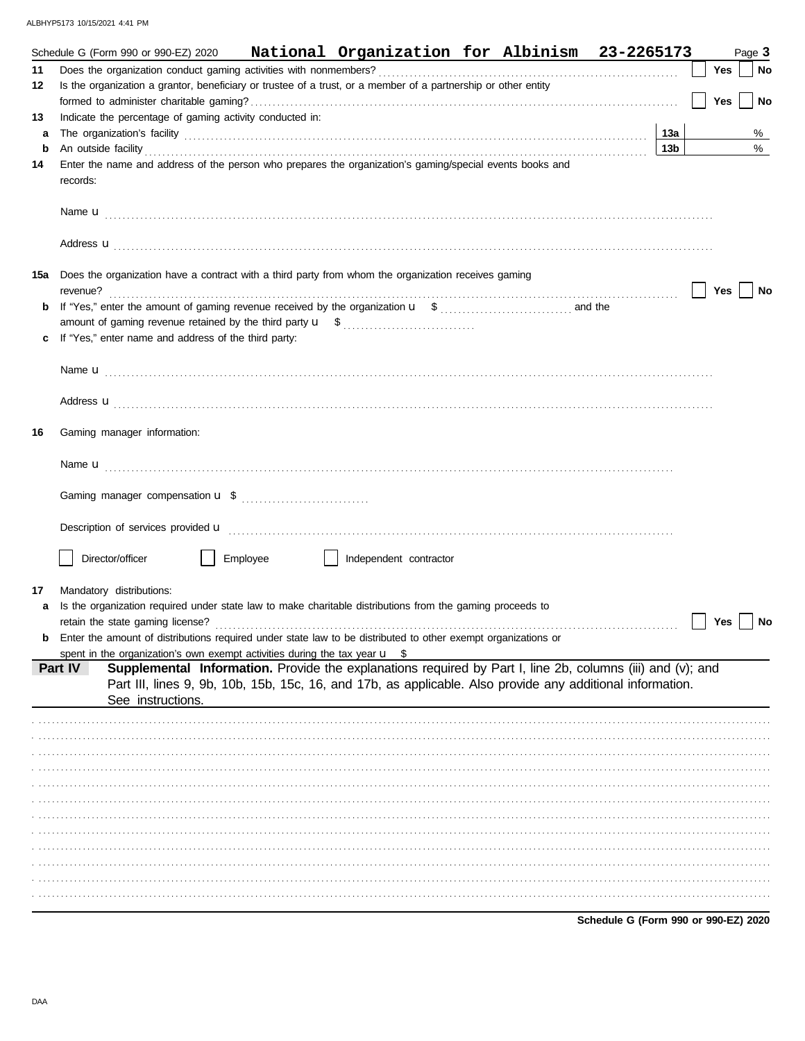Schedule G (Form 990 or 990-EZ) 2020 **National Organization for Albinism 23-2265173** Page **3**

**11** Does the organization conduct gaming activities with nonmembers? ☐ **Yes** ☐ **No**

**12** Is the organization a grantor, beneficiary or trustee of a trust, or a member of a partnership or other entity formed to administer charitable gaming? ☐ **Yes** ☐ **No**

**13** Indicate the percentage of gaming activity conducted in:

**a** The organization's facility **13a** %

**b** An outside facility **13b** %

**14** Enter the name and address of the person who prepares the organization's gaming/special events books and records:

Name u

Address u

**15a** Does the organization have a contract with a third party from whom the organization receives gaming revenue? ☐ **Yes** ☐ **No**

**b** If "Yes," enter the amount of gaming revenue received by the organization u $ and the amount of gaming revenue retained by the third party u $

**c** If "Yes," enter name and address of the third party:

Name u

Address u

**16** Gaming manager information:

Name u

Gaming manager compensation u $

Description of services provided u

☐ Director/officer ☐ Employee ☐ Independent contractor

**17** Mandatory distributions:

**a** Is the organization required under state law to make charitable distributions from the gaming proceeds to retain the state gaming license? ☐ **Yes** ☐ **No**

**b** Enter the amount of distributions required under state law to be distributed to other exempt organizations or spent in the organization's own exempt activities during the tax year u $

**Part IV** **Supplemental Information.** Provide the explanations required by Part I, line 2b, columns (iii) and (v); and Part III, lines 9, 9b, 10b, 15b, 15c, 16, and 17b, as applicable. Also provide any additional information. See instructions.

**Schedule G (Form 990 or 990-EZ) 2020**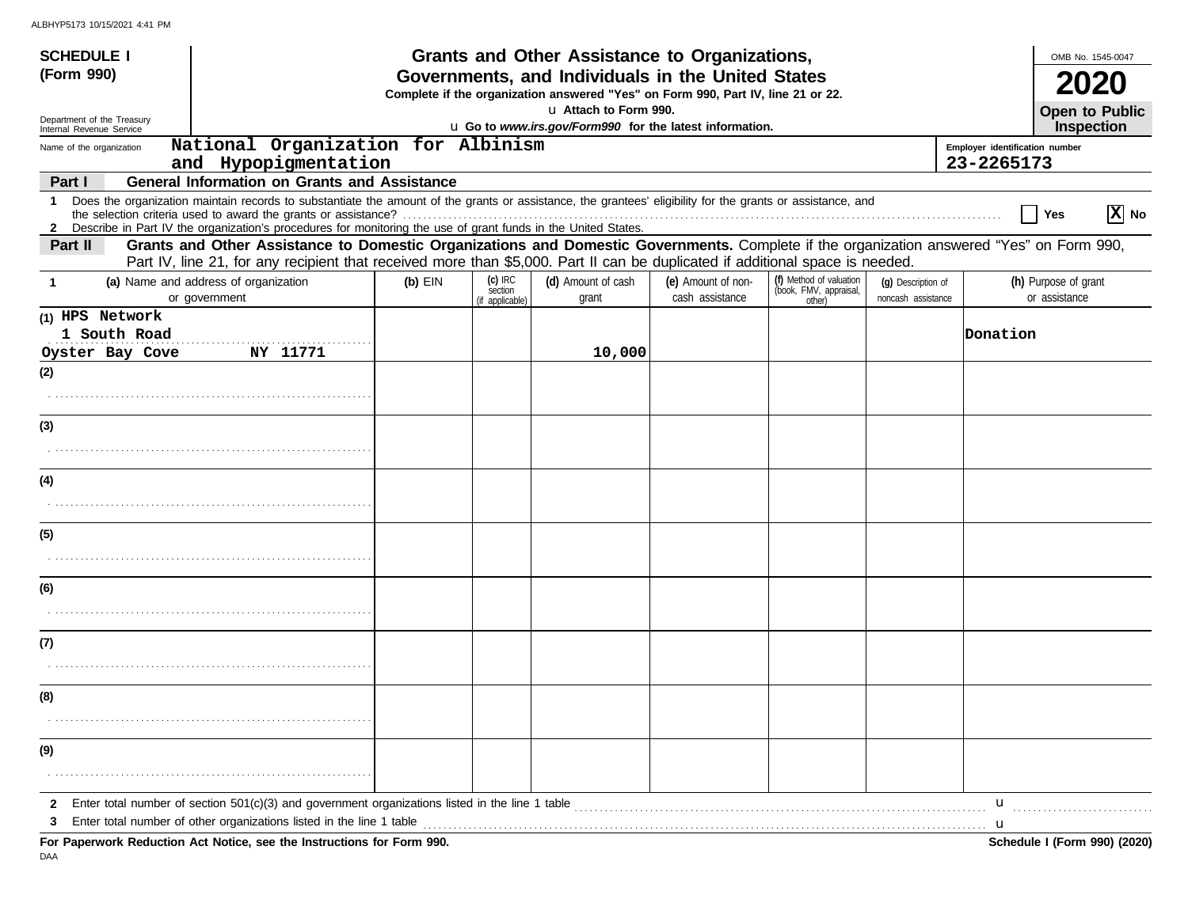**SCHEDULE I (Form 990)**

Department of the Treasury
Internal Revenue Service

# Grants and Other Assistance to Organizations, Governments, and Individuals in the United States

**Complete if the organization answered "Yes" on Form 990, Part IV, line 21 or 22.**

u **Attach to Form 990.**

u **Go to *www.irs.gov/Form990* for the latest information.**

OMB No. 1545-0047

**2020**

**Open to Public Inspection**

Name of the organization: National Organization for Albinism and Hypopigmentation

Employer identification number: 23-2265173

**Part I — General Information on Grants and Assistance**

1 Does the organization maintain records to substantiate the amount of the grants or assistance, the grantees' eligibility for the grants or assistance, and the selection criteria used to award the grants or assistance? ☐ Yes [X] No

2 Describe in Part IV the organization's procedures for monitoring the use of grant funds in the United States.

**Part II — Grants and Other Assistance to Domestic Organizations and Domestic Governments.** Complete if the organization answered "Yes" on Form 990, Part IV, line 21, for any recipient that received more than $5,000. Part II can be duplicated if additional space is needed.

| 1 (a) Name and address of organization or government | (b) EIN | (c) IRC section (if applicable) | (d) Amount of cash grant | (e) Amount of non-cash assistance | (f) Method of valuation (book, FMV, appraisal, other) | (g) Description of noncash assistance | (h) Purpose of grant or assistance |
|---|---|---|---|---|---|---|---|
| (1) HPS Network 1 South Road Oyster Bay Cove NY 11771 | | | 10,000 | | | | Donation |
| (2) | | | | | | | |
| (3) | | | | | | | |
| (4) | | | | | | | |
| (5) | | | | | | | |
| (6) | | | | | | | |
| (7) | | | | | | | |
| (8) | | | | | | | |
| (9) | | | | | | | |

2 Enter total number of section 501(c)(3) and government organizations listed in the line 1 table u

3 Enter total number of other organizations listed in the line 1 table u

**For Paperwork Reduction Act Notice, see the Instructions for Form 990.**

**Schedule I (Form 990) (2020)**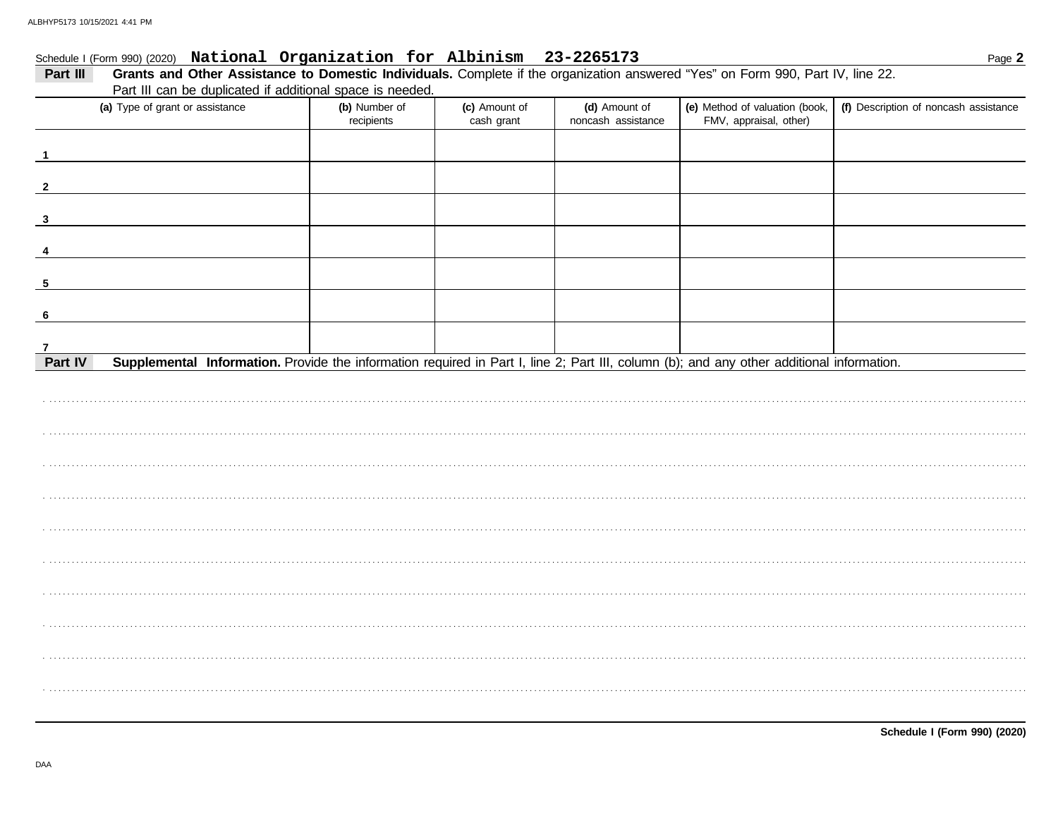Schedule I (Form 990) (2020) **National Organization for Albinism 23-2265173** Page **2**

**Part III** **Grants and Other Assistance to Domestic Individuals.** Complete if the organization answered "Yes" on Form 990, Part IV, line 22. Part III can be duplicated if additional space is needed.

| | (a) Type of grant or assistance | (b) Number of recipients | (c) Amount of cash grant | (d) Amount of noncash assistance | (e) Method of valuation (book, FMV, appraisal, other) | (f) Description of noncash assistance |
|---|---|---|---|---|---|---|
| 1 | | | | | | |
| 2 | | | | | | |
| 3 | | | | | | |
| 4 | | | | | | |
| 5 | | | | | | |
| 6 | | | | | | |
| 7 | | | | | | |

**Part IV** **Supplemental Information.** Provide the information required in Part I, line 2; Part III, column (b); and any other additional information.

**Schedule I (Form 990) (2020)**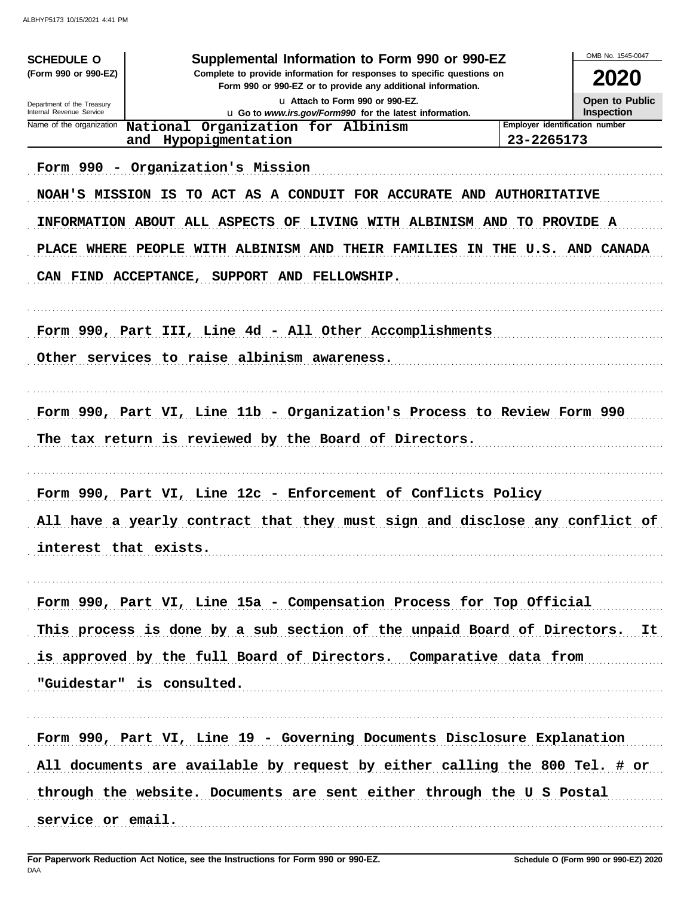**SCHEDULE O** (Form 990 or 990-EZ)

Department of the Treasury
Internal Revenue Service

# Supplemental Information to Form 990 or 990-EZ

**Complete to provide information for responses to specific questions on Form 990 or 990-EZ or to provide any additional information.**

**u Attach to Form 990 or 990-EZ.**

u Go to *www.irs.gov/Form990* for the latest information.

OMB No. 1545-0047

**2020**

**Open to Public Inspection**

| Name of the organization | Employer identification number |
|---|---|
| National Organization for Albinism and Hypopigmentation | 23-2265173 |

Form 990 - Organization's Mission

NOAH'S MISSION IS TO ACT AS A CONDUIT FOR ACCURATE AND AUTHORITATIVE INFORMATION ABOUT ALL ASPECTS OF LIVING WITH ALBINISM AND TO PROVIDE A PLACE WHERE PEOPLE WITH ALBINISM AND THEIR FAMILIES IN THE U.S. AND CANADA CAN FIND ACCEPTANCE, SUPPORT AND FELLOWSHIP.

Form 990, Part III, Line 4d - All Other Accomplishments

Other services to raise albinism awareness.

Form 990, Part VI, Line 11b - Organization's Process to Review Form 990

The tax return is reviewed by the Board of Directors.

Form 990, Part VI, Line 12c - Enforcement of Conflicts Policy

All have a yearly contract that they must sign and disclose any conflict of interest that exists.

Form 990, Part VI, Line 15a - Compensation Process for Top Official

This process is done by a sub section of the unpaid Board of Directors. It is approved by the full Board of Directors. Comparative data from "Guidestar" is consulted.

Form 990, Part VI, Line 19 - Governing Documents Disclosure Explanation

All documents are available by request by either calling the 800 Tel. # or through the website. Documents are sent either through the U S Postal service or email.

**For Paperwork Reduction Act Notice, see the Instructions for Form 990 or 990-EZ.**

DAA

**Schedule O (Form 990 or 990-EZ) 2020**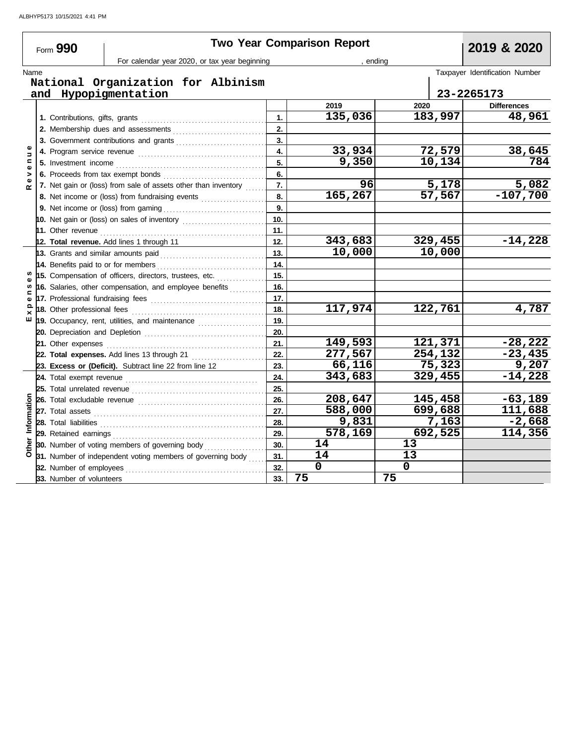Form **990**

# Two Year Comparison Report

**2019 & 2020**

For calendar year 2020, or tax year beginning , ending

Name: **National Organization for Albinism and Hypopigmentation**

Taxpayer Identification Number: **23-2265173**

| Section | Line | | 2019 | 2020 | Differences |
|---|---|---|---|---|---|
| Revenue | 1. Contributions, gifts, grants | 1. | 135,036 | 183,997 | 48,961 |
| | 2. Membership dues and assessments | 2. | | | |
| | 3. Government contributions and grants | 3. | | | |
| | 4. Program service revenue | 4. | 33,934 | 72,579 | 38,645 |
| | 5. Investment income | 5. | 9,350 | 10,134 | 784 |
| | 6. Proceeds from tax exempt bonds | 6. | | | |
| | 7. Net gain or (loss) from sale of assets other than inventory | 7. | 96 | 5,178 | 5,082 |
| | 8. Net income or (loss) from fundraising events | 8. | 165,267 | 57,567 | -107,700 |
| | 9. Net income or (loss) from gaming | 9. | | | |
| | 10. Net gain or (loss) on sales of inventory | 10. | | | |
| | 11. Other revenue | 11. | | | |
| | 12. **Total revenue.** Add lines 1 through 11 | 12. | 343,683 | 329,455 | -14,228 |
| Expenses | 13. Grants and similar amounts paid | 13. | 10,000 | 10,000 | |
| | 14. Benefits paid to or for members | 14. | | | |
| | 15. Compensation of officers, directors, trustees, etc. | 15. | | | |
| | 16. Salaries, other compensation, and employee benefits | 16. | | | |
| | 17. Professional fundraising fees | 17. | | | |
| | 18. Other professional fees | 18. | 117,974 | 122,761 | 4,787 |
| | 19. Occupancy, rent, utilities, and maintenance | 19. | | | |
| | 20. Depreciation and Depletion | 20. | | | |
| | 21. Other expenses | 21. | 149,593 | 121,371 | -28,222 |
| | 22. **Total expenses.** Add lines 13 through 21 | 22. | 277,567 | 254,132 | -23,435 |
| | 23. **Excess or (Deficit).** Subtract line 22 from line 12 | 23. | 66,116 | 75,323 | 9,207 |
| Other Information | 24. Total exempt revenue | 24. | 343,683 | 329,455 | -14,228 |
| | 25. Total unrelated revenue | 25. | | | |
| | 26. Total excludable revenue | 26. | 208,647 | 145,458 | -63,189 |
| | 27. Total assets | 27. | 588,000 | 699,688 | 111,688 |
| | 28. Total liabilities | 28. | 9,831 | 7,163 | -2,668 |
| | 29. Retained earnings | 29. | 578,169 | 692,525 | 114,356 |
| | 30. Number of voting members of governing body | 30. | 14 | 13 | |
| | 31. Number of independent voting members of governing body | 31. | 14 | 13 | |
| | 32. Number of employees | 32. | 0 | 0 | |
| | 33. Number of volunteers | 33. | 75 | 75 | |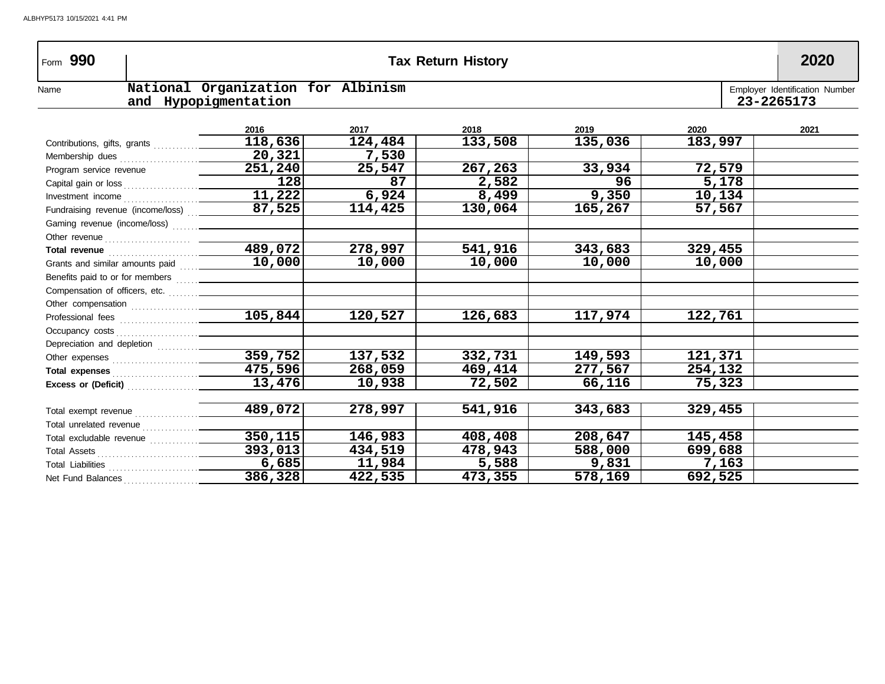Form **990** | **Tax Return History** | **2020**

Name: National Organization for Albinism and Hypopigmentation

Employer Identification Number: 23-2265173

| | 2016 | 2017 | 2018 | 2019 | 2020 | 2021 |
|---|---|---|---|---|---|---|
| Contributions, gifts, grants | 118,636 | 124,484 | 133,508 | 135,036 | 183,997 | |
| Membership dues | 20,321 | 7,530 | | | | |
| Program service revenue | 251,240 | 25,547 | 267,263 | 33,934 | 72,579 | |
| Capital gain or loss | 128 | 87 | 2,582 | 96 | 5,178 | |
| Investment income | 11,222 | 6,924 | 8,499 | 9,350 | 10,134 | |
| Fundraising revenue (income/loss) | 87,525 | 114,425 | 130,064 | 165,267 | 57,567 | |
| Gaming revenue (income/loss) | | | | | | |
| Other revenue | | | | | | |
| **Total revenue** | 489,072 | 278,997 | 541,916 | 343,683 | 329,455 | |
| Grants and similar amounts paid | 10,000 | 10,000 | 10,000 | 10,000 | 10,000 | |
| Benefits paid to or for members | | | | | | |
| Compensation of officers, etc. | | | | | | |
| Other compensation | | | | | | |
| Professional fees | 105,844 | 120,527 | 126,683 | 117,974 | 122,761 | |
| Occupancy costs | | | | | | |
| Depreciation and depletion | | | | | | |
| Other expenses | 359,752 | 137,532 | 332,731 | 149,593 | 121,371 | |
| **Total expenses** | 475,596 | 268,059 | 469,414 | 277,567 | 254,132 | |
| **Excess or (Deficit)** | 13,476 | 10,938 | 72,502 | 66,116 | 75,323 | |
| Total exempt revenue | 489,072 | 278,997 | 541,916 | 343,683 | 329,455 | |
| Total unrelated revenue | | | | | | |
| Total excludable revenue | 350,115 | 146,983 | 408,408 | 208,647 | 145,458 | |
| Total Assets | 393,013 | 434,519 | 478,943 | 588,000 | 699,688 | |
| Total Liabilities | 6,685 | 11,984 | 5,588 | 9,831 | 7,163 | |
| Net Fund Balances | 386,328 | 422,535 | 473,355 | 578,169 | 692,525 | |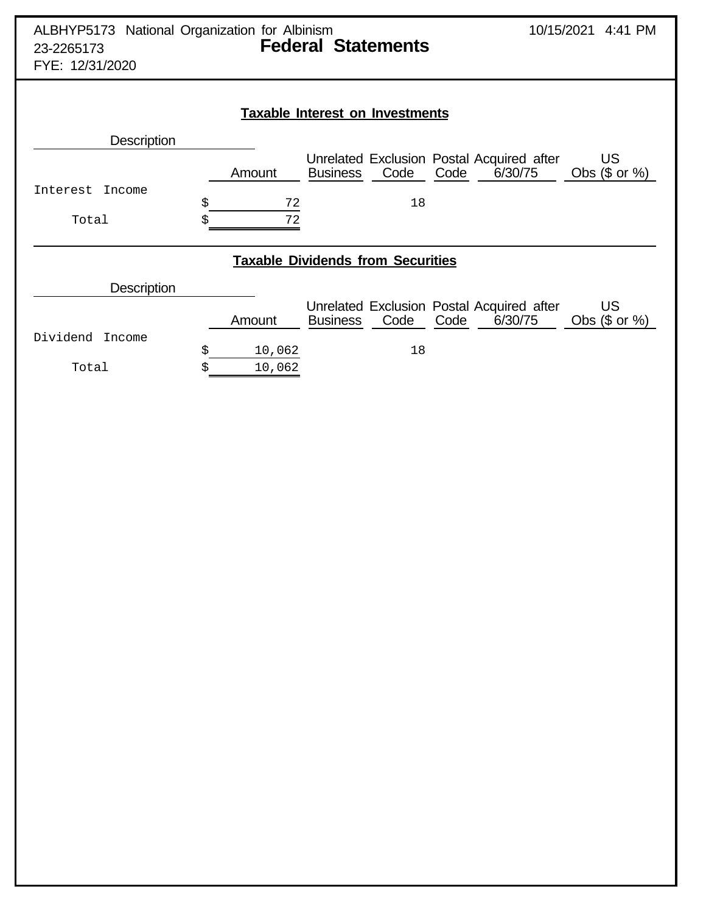ALBHYP5173 National Organization for Albinism 10/15/2021 4:41 PM
23-2265173
FYE: 12/31/2020

# Federal Statements

## Taxable Interest on Investments

| Description | Amount | Unrelated Business | Exclusion Code | Postal Code | Acquired after 6/30/75 | US Obs ($ or %) |
|---|---|---|---|---|---|---|
| Interest Income | $ 72 | | 18 | | | |
| Total | $ 72 | | | | | |

## Taxable Dividends from Securities

| Description | Amount | Unrelated Business | Exclusion Code | Postal Code | Acquired after 6/30/75 | US Obs ($ or %) |
|---|---|---|---|---|---|---|
| Dividend Income | $ 10,062 | | 18 | | | |
| Total | $ 10,062 | | | | | |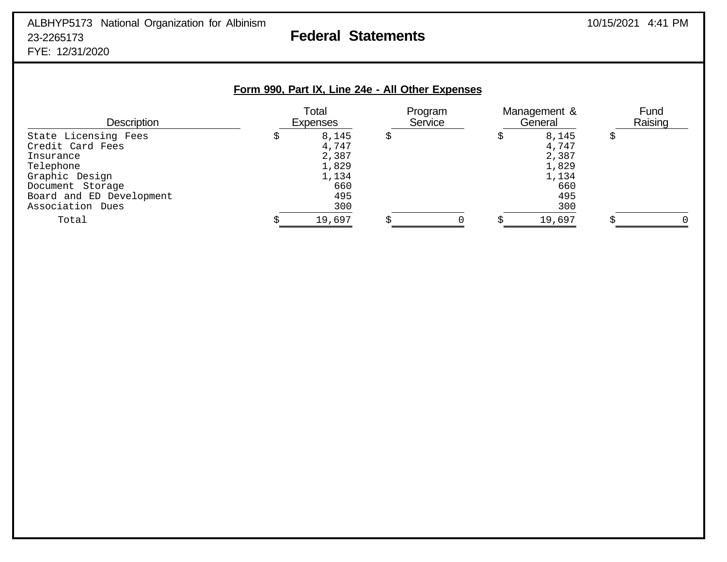ALBHYP5173 National Organization for Albinism
23-2265173
FYE: 12/31/2020

10/15/2021 4:41 PM

# Federal Statements

## Form 990, Part IX, Line 24e - All Other Expenses

| Description | Total Expenses | Program Service | Management & General | Fund Raising |
|---|---|---|---|---|
| State Licensing Fees | $ 8,145 | $ | $ 8,145 | $ |
| Credit Card Fees | 4,747 | | 4,747 | |
| Insurance | 2,387 | | 2,387 | |
| Telephone | 1,829 | | 1,829 | |
| Graphic Design | 1,134 | | 1,134 | |
| Document Storage | 660 | | 660 | |
| Board and ED Development | 495 | | 495 | |
| Association Dues | 300 | | 300 | |
| Total | $ 19,697 | $ 0 | $ 19,697 | $ 0 |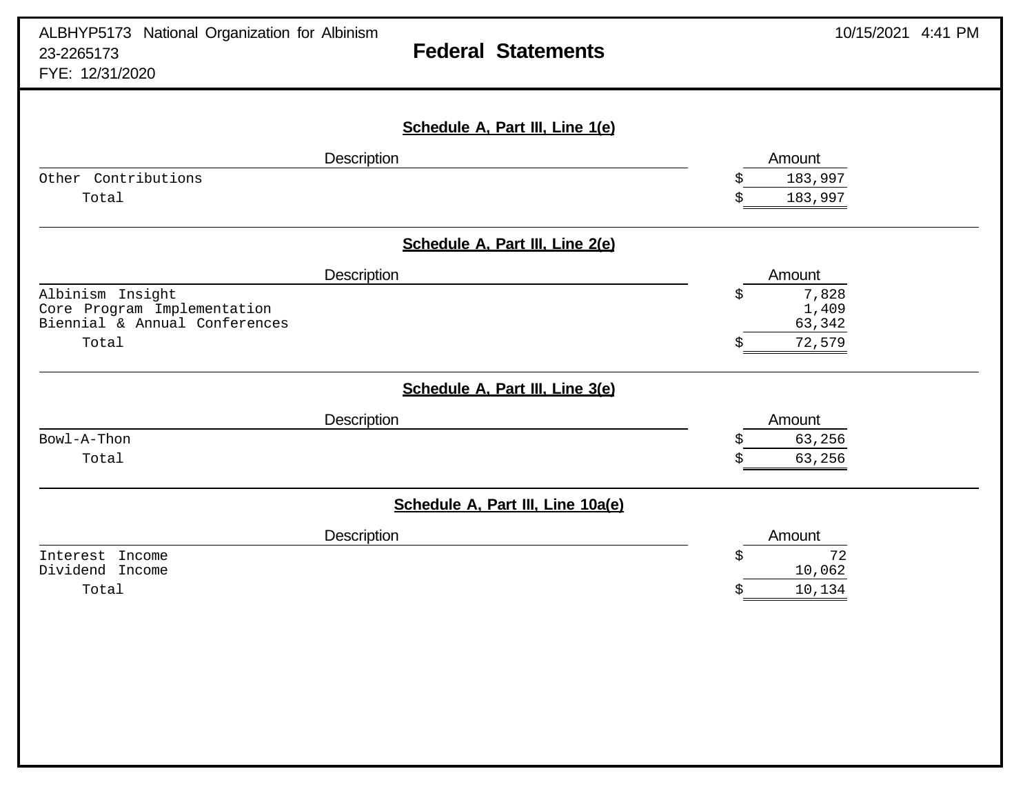ALBHYP5173 National Organization for Albinism
23-2265173
FYE: 12/31/2020

10/15/2021 4:41 PM

# Federal Statements

## Schedule A, Part III, Line 1(e)

| Description | Amount |
|---|---|
| Other Contributions | $ 183,997 |
| Total | $ 183,997 |

## Schedule A, Part III, Line 2(e)

| Description | Amount |
|---|---|
| Albinism Insight | $ 7,828 |
| Core Program Implementation | 1,409 |
| Biennial & Annual Conferences | 63,342 |
| Total | $ 72,579 |

## Schedule A, Part III, Line 3(e)

| Description | Amount |
|---|---|
| Bowl-A-Thon | $ 63,256 |
| Total | $ 63,256 |

## Schedule A, Part III, Line 10a(e)

| Description | Amount |
|---|---|
| Interest Income | $ 72 |
| Dividend Income | 10,062 |
| Total | $ 10,134 |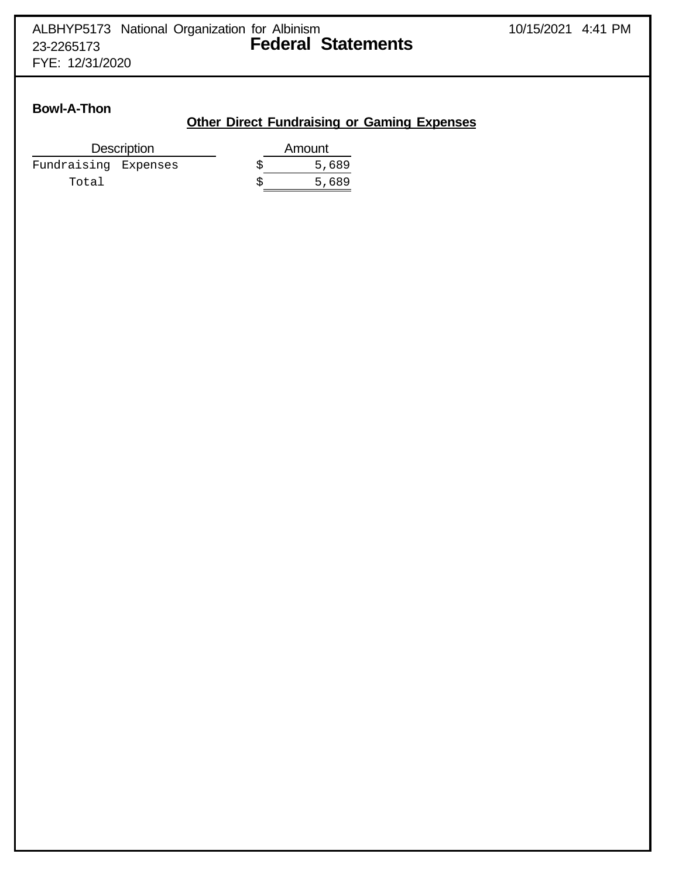ALBHYP5173 National Organization for Albinism 10/15/2021 4:41 PM
23-2265173
FYE: 12/31/2020

# Federal Statements

**Bowl-A-Thon**

## Other Direct Fundraising or Gaming Expenses

| Description | Amount |
| --- | --- |
| Fundraising Expenses | $ 5,689 |
| Total | $ 5,689 |